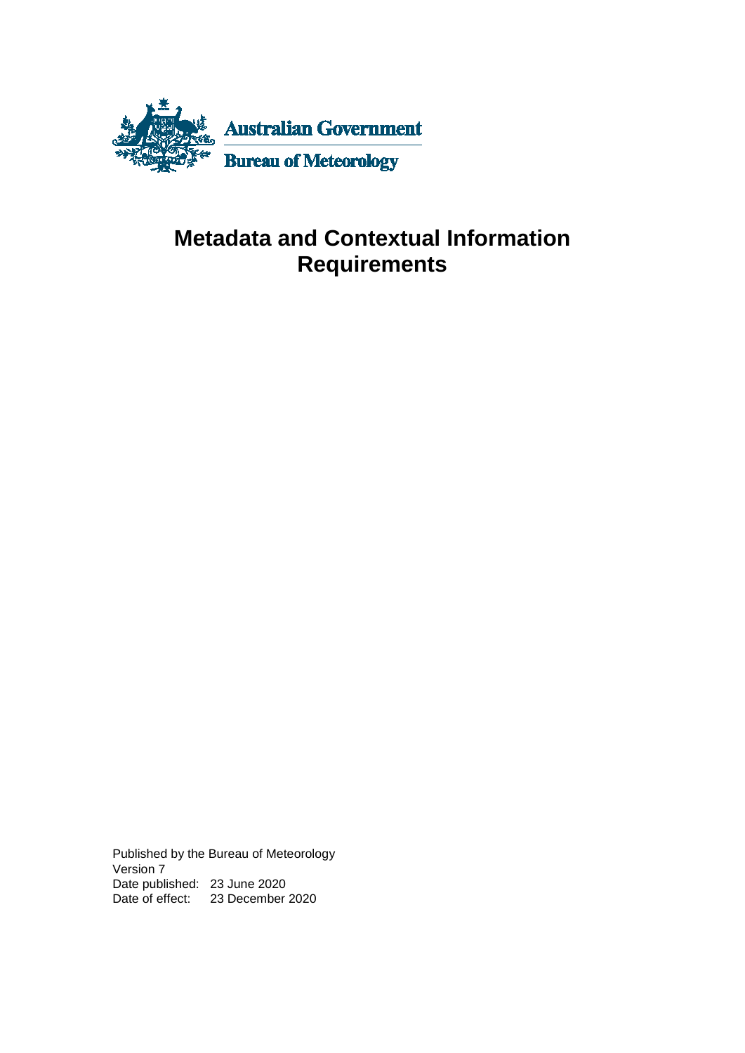Australian Government

Bureau of Meteorology

# Metadata and Contextual Information Requirements

Published by the Bureau of Meteorology
Version 7
Date published: 23 June 2020
Date of effect: 23 December 2020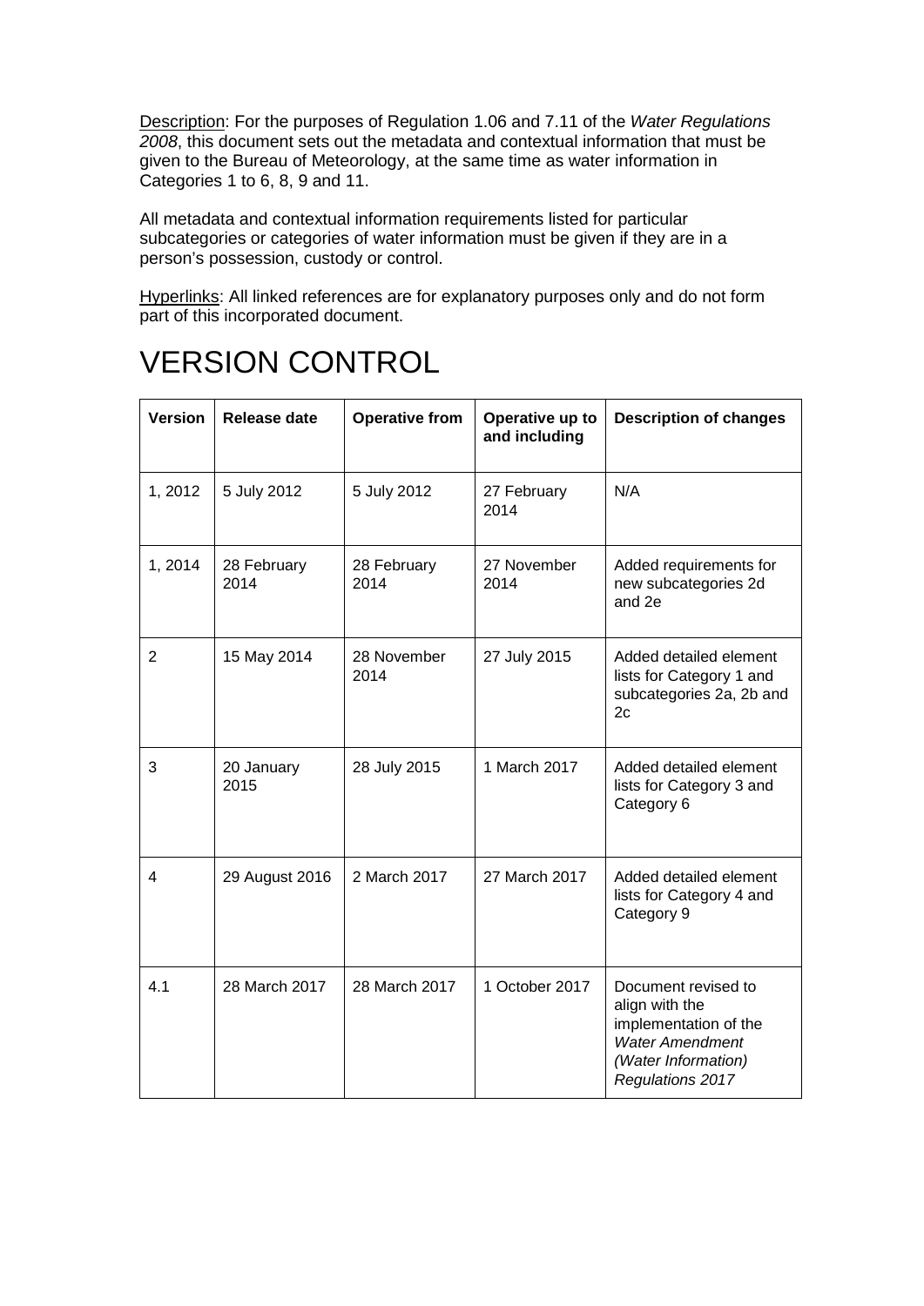<u>Description</u>: For the purposes of Regulation 1.06 and 7.11 of the *Water Regulations 2008*, this document sets out the metadata and contextual information that must be given to the Bureau of Meteorology, at the same time as water information in Categories 1 to 6, 8, 9 and 11.

All metadata and contextual information requirements listed for particular subcategories or categories of water information must be given if they are in a person's possession, custody or control.

<u>Hyperlinks</u>: All linked references are for explanatory purposes only and do not form part of this incorporated document.

# VERSION CONTROL

| Version | Release date | Operative from | Operative up to and including | Description of changes |
|---|---|---|---|---|
| 1, 2012 | 5 July 2012 | 5 July 2012 | 27 February 2014 | N/A |
| 1, 2014 | 28 February 2014 | 28 February 2014 | 27 November 2014 | Added requirements for new subcategories 2d and 2e |
| 2 | 15 May 2014 | 28 November 2014 | 27 July 2015 | Added detailed element lists for Category 1 and subcategories 2a, 2b and 2c |
| 3 | 20 January 2015 | 28 July 2015 | 1 March 2017 | Added detailed element lists for Category 3 and Category 6 |
| 4 | 29 August 2016 | 2 March 2017 | 27 March 2017 | Added detailed element lists for Category 4 and Category 9 |
| 4.1 | 28 March 2017 | 28 March 2017 | 1 October 2017 | Document revised to align with the implementation of the *Water Amendment (Water Information) Regulations 2017* |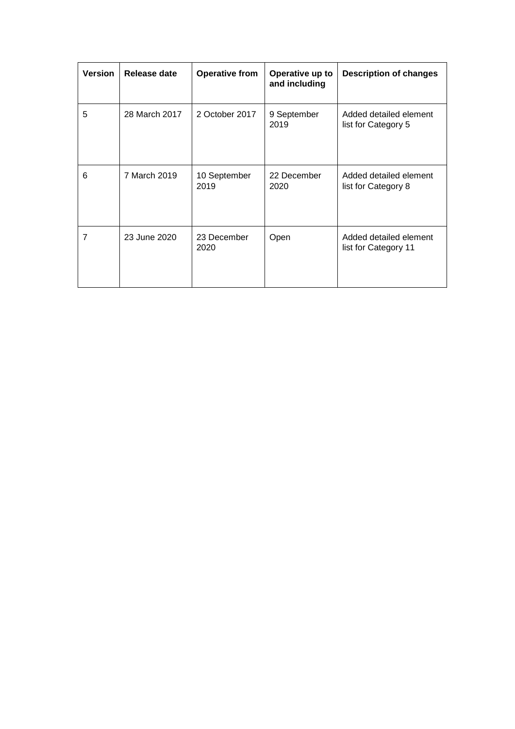| Version | Release date | Operative from | Operative up to and including | Description of changes |
|---|---|---|---|---|
| 5 | 28 March 2017 | 2 October 2017 | 9 September 2019 | Added detailed element list for Category 5 |
| 6 | 7 March 2019 | 10 September 2019 | 22 December 2020 | Added detailed element list for Category 8 |
| 7 | 23 June 2020 | 23 December 2020 | Open | Added detailed element list for Category 11 |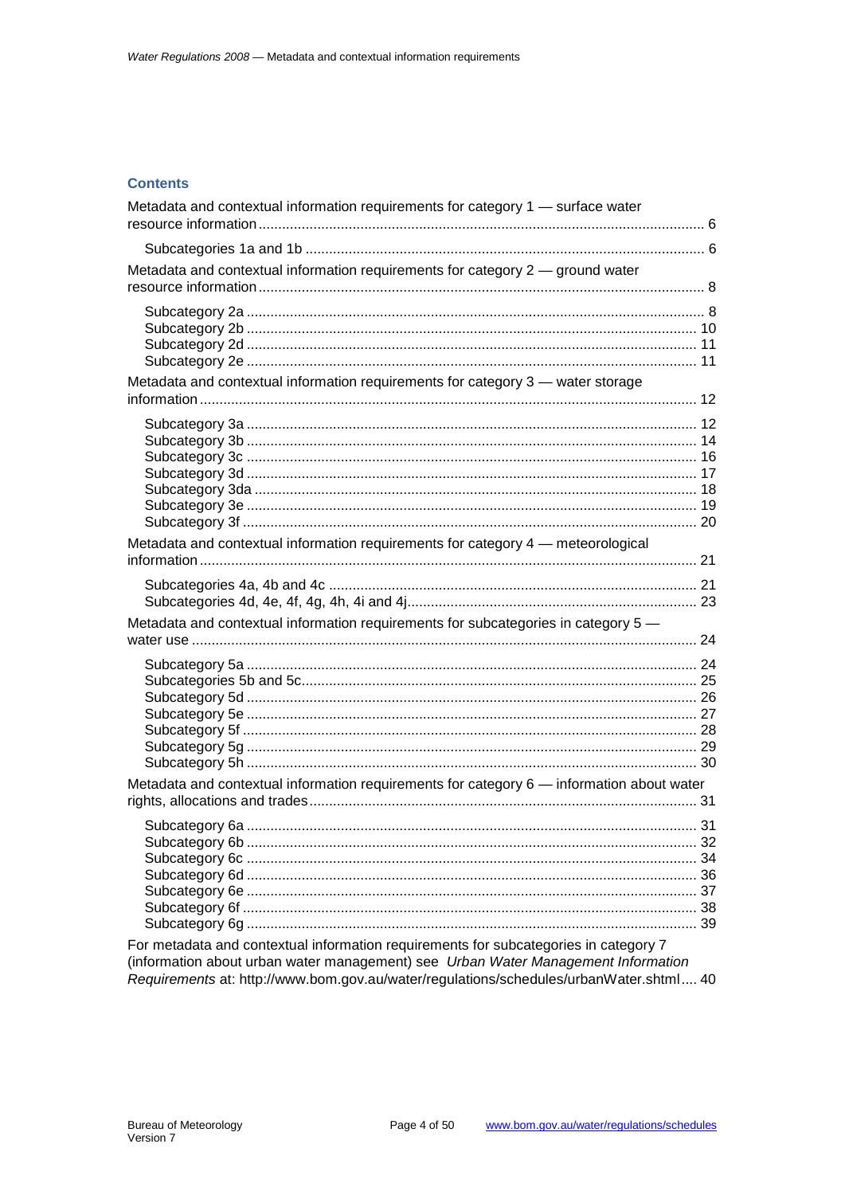## Contents

Metadata and contextual information requirements for category 1 — surface water resource information ..... 6

- Subcategories 1a and 1b ..... 6

Metadata and contextual information requirements for category 2 — ground water resource information ..... 8

- Subcategory 2a ..... 8
- Subcategory 2b ..... 10
- Subcategory 2d ..... 11
- Subcategory 2e ..... 11

Metadata and contextual information requirements for category 3 — water storage information ..... 12

- Subcategory 3a ..... 12
- Subcategory 3b ..... 14
- Subcategory 3c ..... 16
- Subcategory 3d ..... 17
- Subcategory 3da ..... 18
- Subcategory 3e ..... 19
- Subcategory 3f ..... 20

Metadata and contextual information requirements for category 4 — meteorological information ..... 21

- Subcategories 4a, 4b and 4c ..... 21
- Subcategories 4d, 4e, 4f, 4g, 4h, 4i and 4j ..... 23

Metadata and contextual information requirements for subcategories in category 5 — water use ..... 24

- Subcategory 5a ..... 24
- Subcategories 5b and 5c ..... 25
- Subcategory 5d ..... 26
- Subcategory 5e ..... 27
- Subcategory 5f ..... 28
- Subcategory 5g ..... 29
- Subcategory 5h ..... 30

Metadata and contextual information requirements for category 6 — information about water rights, allocations and trades ..... 31

- Subcategory 6a ..... 31
- Subcategory 6b ..... 32
- Subcategory 6c ..... 34
- Subcategory 6d ..... 36
- Subcategory 6e ..... 37
- Subcategory 6f ..... 38
- Subcategory 6g ..... 39

For metadata and contextual information requirements for subcategories in category 7 (information about urban water management) see *Urban Water Management Information Requirements* at: http://www.bom.gov.au/water/regulations/schedules/urbanWater.shtml ..... 40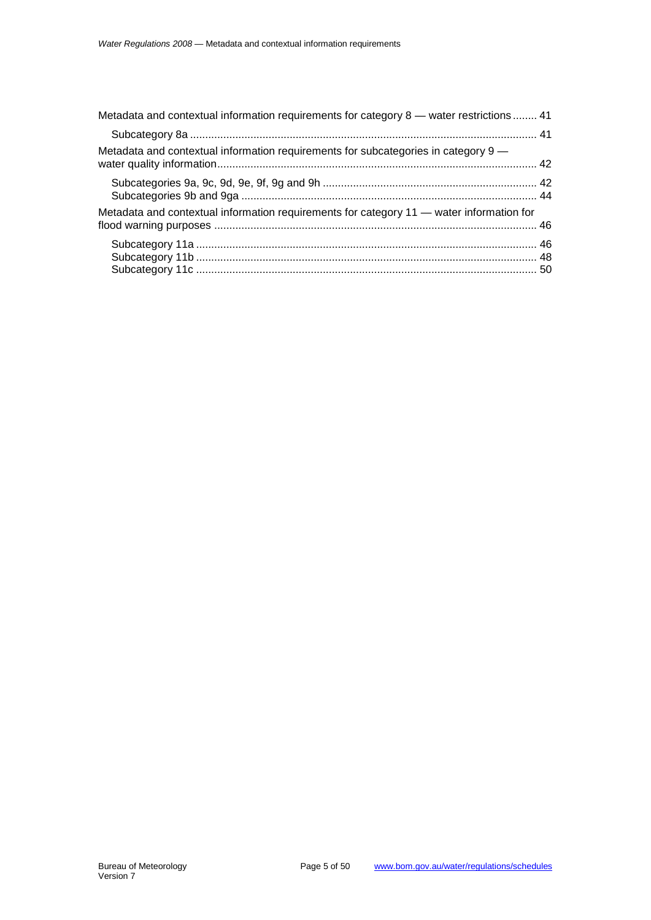Metadata and contextual information requirements for category 8 — water restrictions........ 41

- Subcategory 8a ................................................................................................................ 41

Metadata and contextual information requirements for subcategories in category 9 — water quality information........................................................................................................ 42

- Subcategories 9a, 9c, 9d, 9e, 9f, 9g and 9h ...................................................................... 42
- Subcategories 9b and 9ga ................................................................................................ 44

Metadata and contextual information requirements for category 11 — water information for flood warning purposes ......................................................................................................... 46

- Subcategory 11a ............................................................................................................... 46
- Subcategory 11b ............................................................................................................... 48
- Subcategory 11c ............................................................................................................... 50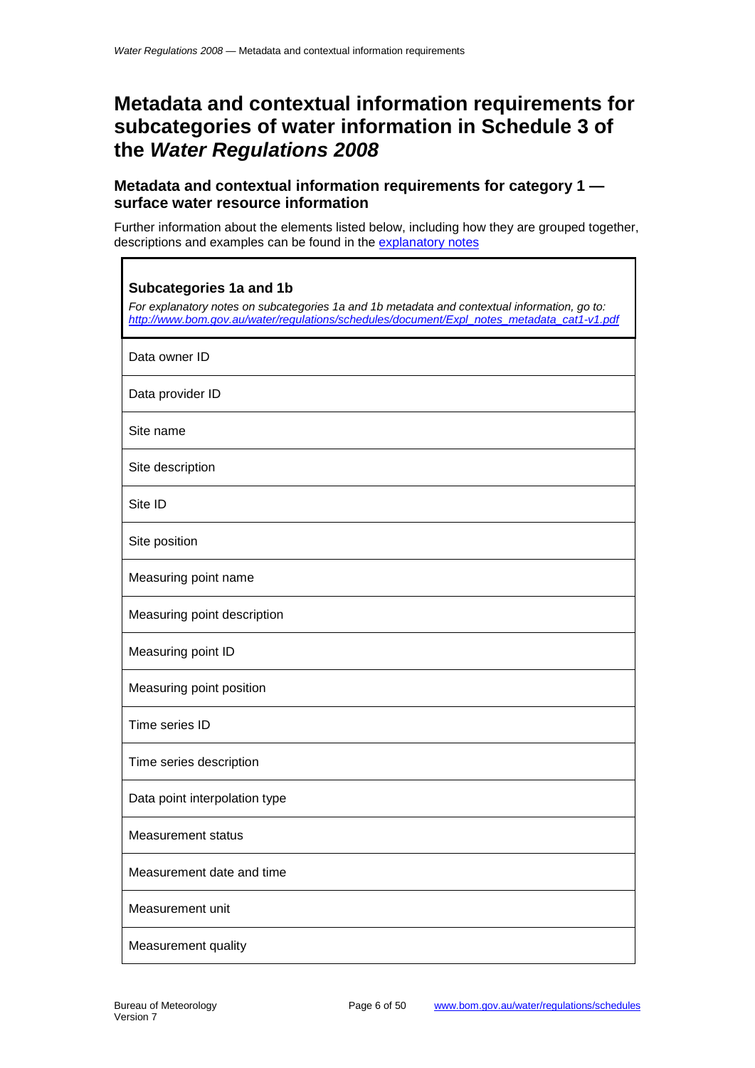# Metadata and contextual information requirements for subcategories of water information in Schedule 3 of the *Water Regulations 2008*

## Metadata and contextual information requirements for category 1 — surface water resource information

Further information about the elements listed below, including how they are grouped together, descriptions and examples can be found in the [explanatory notes](http://www.bom.gov.au/water/regulations/schedules/document/Expl_notes_metadata_cat1-v1.pdf)

| **Subcategories 1a and 1b**<br>*For explanatory notes on subcategories 1a and 1b metadata and contextual information, go to: [http://www.bom.gov.au/water/regulations/schedules/document/Expl_notes_metadata_cat1-v1.pdf](http://www.bom.gov.au/water/regulations/schedules/document/Expl_notes_metadata_cat1-v1.pdf)* |
|---|
| Data owner ID |
| Data provider ID |
| Site name |
| Site description |
| Site ID |
| Site position |
| Measuring point name |
| Measuring point description |
| Measuring point ID |
| Measuring point position |
| Time series ID |
| Time series description |
| Data point interpolation type |
| Measurement status |
| Measurement date and time |
| Measurement unit |
| Measurement quality |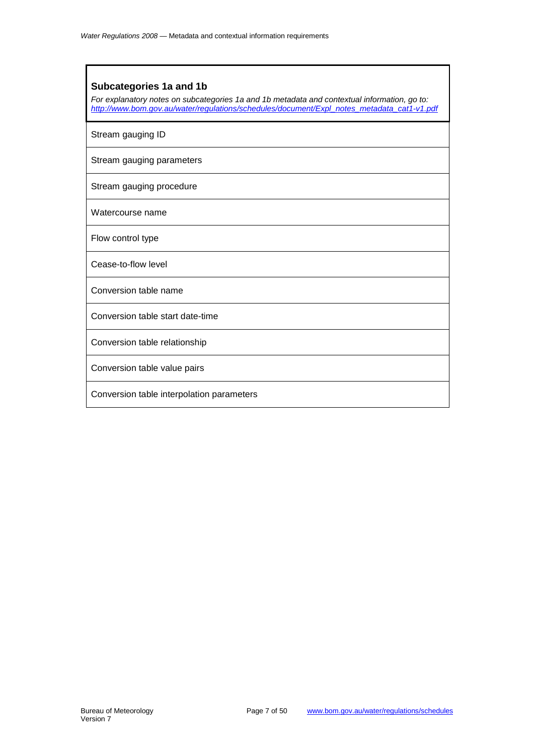### Subcategories 1a and 1b

*For explanatory notes on subcategories 1a and 1b metadata and contextual information, go to: http://www.bom.gov.au/water/regulations/schedules/document/Expl_notes_metadata_cat1-v1.pdf*

| |
|---|
| Stream gauging ID |
| Stream gauging parameters |
| Stream gauging procedure |
| Watercourse name |
| Flow control type |
| Cease-to-flow level |
| Conversion table name |
| Conversion table start date-time |
| Conversion table relationship |
| Conversion table value pairs |
| Conversion table interpolation parameters |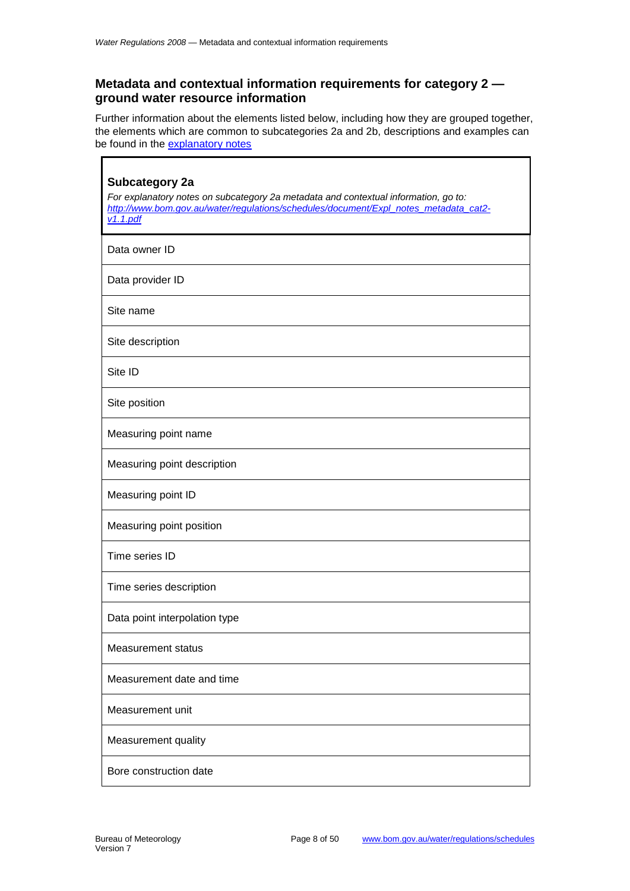## Metadata and contextual information requirements for category 2 — ground water resource information

Further information about the elements listed below, including how they are grouped together, the elements which are common to subcategories 2a and 2b, descriptions and examples can be found in the [explanatory notes](http://www.bom.gov.au/water/regulations/schedules/document/Expl_notes_metadata_cat2-v1.1.pdf)

| **Subcategory 2a**<br>*For explanatory notes on subcategory 2a metadata and contextual information, go to: [http://www.bom.gov.au/water/regulations/schedules/document/Expl_notes_metadata_cat2-v1.1.pdf](http://www.bom.gov.au/water/regulations/schedules/document/Expl_notes_metadata_cat2-v1.1.pdf)* |
|---|
| Data owner ID |
| Data provider ID |
| Site name |
| Site description |
| Site ID |
| Site position |
| Measuring point name |
| Measuring point description |
| Measuring point ID |
| Measuring point position |
| Time series ID |
| Time series description |
| Data point interpolation type |
| Measurement status |
| Measurement date and time |
| Measurement unit |
| Measurement quality |
| Bore construction date |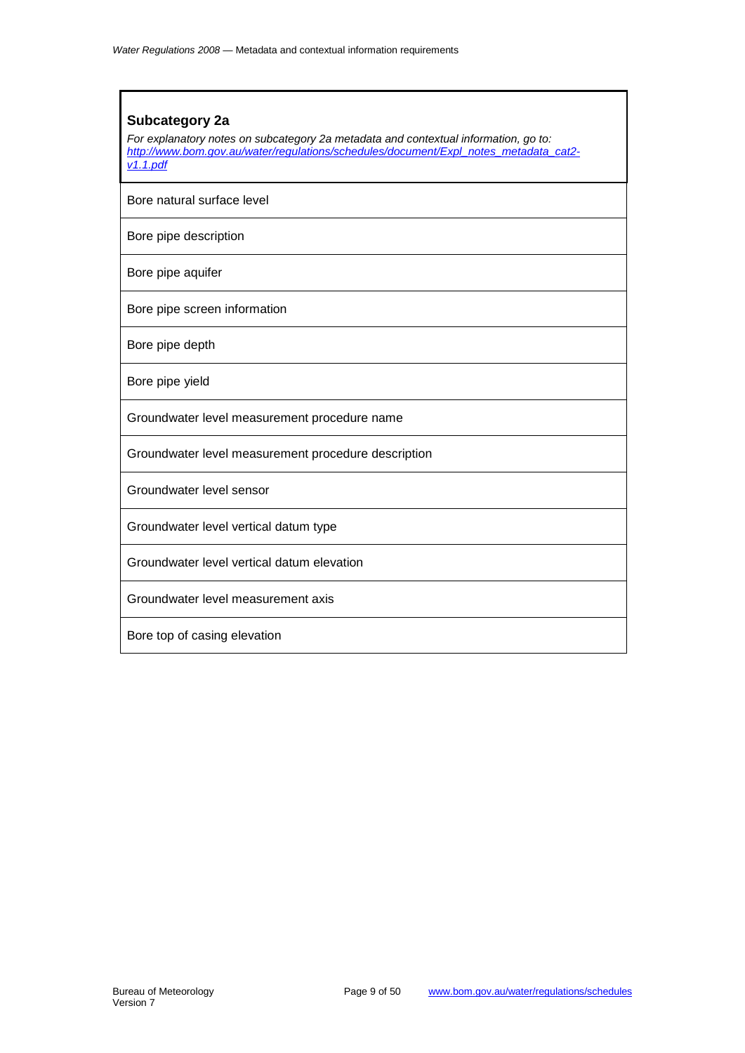| **Subcategory 2a**<br>*For explanatory notes on subcategory 2a metadata and contextual information, go to: [http://www.bom.gov.au/water/regulations/schedules/document/Expl_notes_metadata_cat2-v1.1.pdf](http://www.bom.gov.au/water/regulations/schedules/document/Expl_notes_metadata_cat2-v1.1.pdf)* |
|---|
| Bore natural surface level |
| Bore pipe description |
| Bore pipe aquifer |
| Bore pipe screen information |
| Bore pipe depth |
| Bore pipe yield |
| Groundwater level measurement procedure name |
| Groundwater level measurement procedure description |
| Groundwater level sensor |
| Groundwater level vertical datum type |
| Groundwater level vertical datum elevation |
| Groundwater level measurement axis |
| Bore top of casing elevation |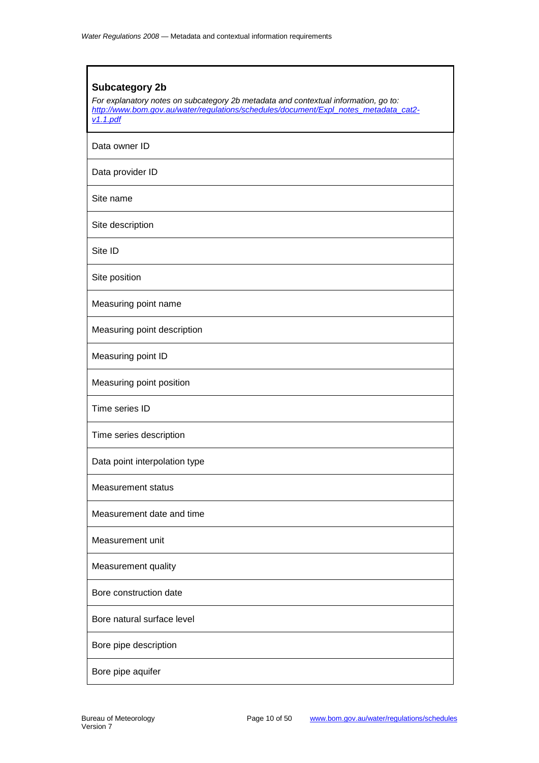| **Subcategory 2b**<br>*For explanatory notes on subcategory 2b metadata and contextual information, go to: [http://www.bom.gov.au/water/regulations/schedules/document/Expl_notes_metadata_cat2-v1.1.pdf](http://www.bom.gov.au/water/regulations/schedules/document/Expl_notes_metadata_cat2-v1.1.pdf)* |
| --- |
| Data owner ID |
| Data provider ID |
| Site name |
| Site description |
| Site ID |
| Site position |
| Measuring point name |
| Measuring point description |
| Measuring point ID |
| Measuring point position |
| Time series ID |
| Time series description |
| Data point interpolation type |
| Measurement status |
| Measurement date and time |
| Measurement unit |
| Measurement quality |
| Bore construction date |
| Bore natural surface level |
| Bore pipe description |
| Bore pipe aquifer |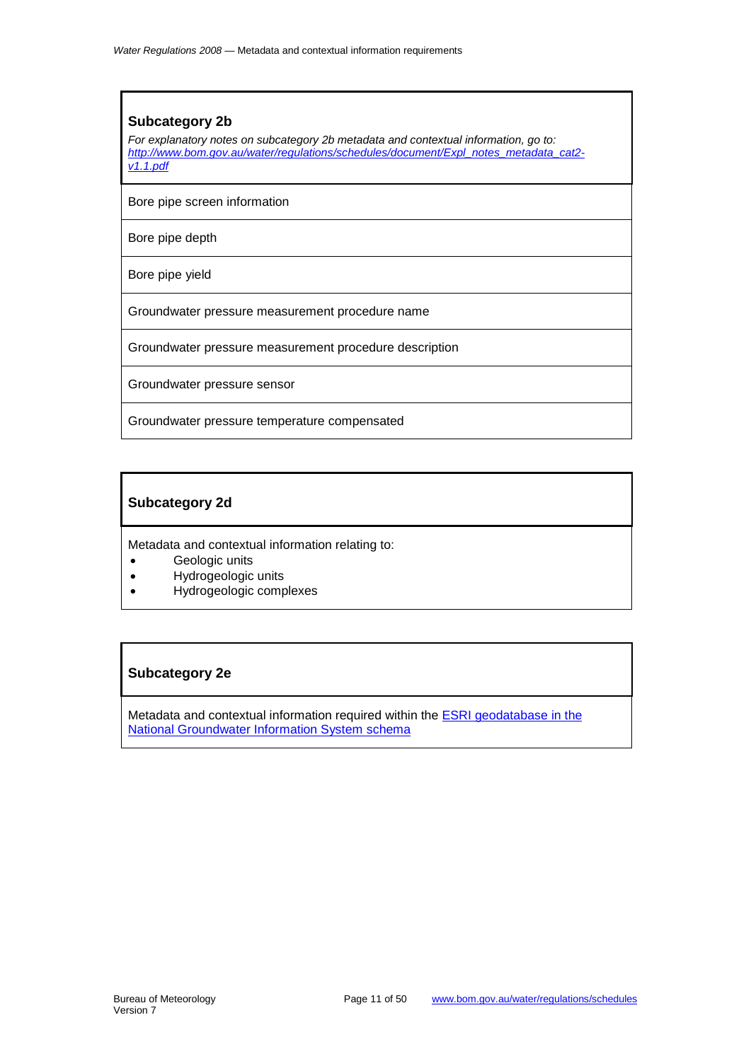## Subcategory 2b

*For explanatory notes on subcategory 2b metadata and contextual information, go to: [http://www.bom.gov.au/water/regulations/schedules/document/Expl_notes_metadata_cat2-v1.1.pdf](http://www.bom.gov.au/water/regulations/schedules/document/Expl_notes_metadata_cat2-v1.1.pdf)*

| |
|---|
| Bore pipe screen information |
| Bore pipe depth |
| Bore pipe yield |
| Groundwater pressure measurement procedure name |
| Groundwater pressure measurement procedure description |
| Groundwater pressure sensor |
| Groundwater pressure temperature compensated |

## Subcategory 2d

Metadata and contextual information relating to:

- Geologic units
- Hydrogeologic units
- Hydrogeologic complexes

## Subcategory 2e

Metadata and contextual information required within the ESRI geodatabase in the National Groundwater Information System schema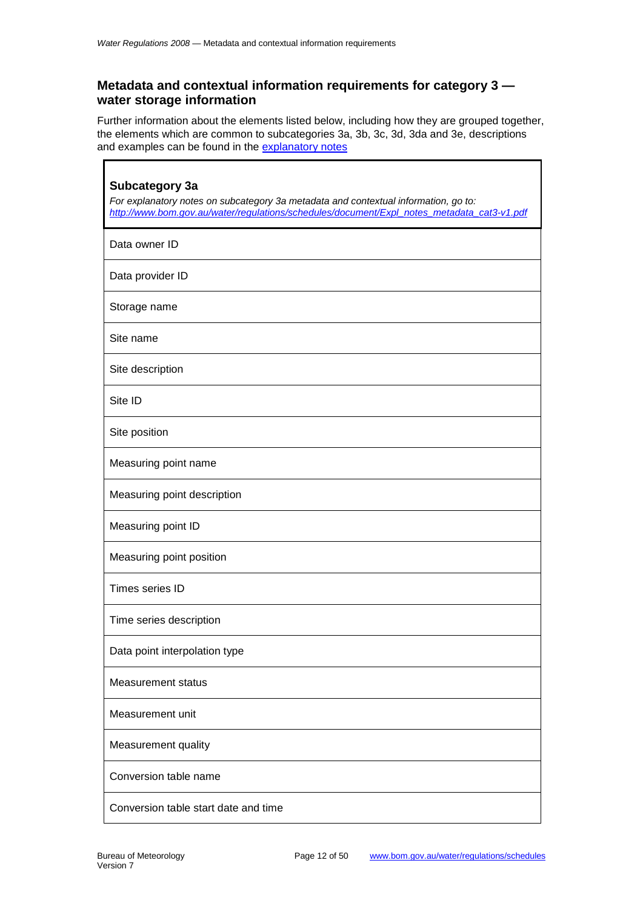## Metadata and contextual information requirements for category 3 — water storage information

Further information about the elements listed below, including how they are grouped together, the elements which are common to subcategories 3a, 3b, 3c, 3d, 3da and 3e, descriptions and examples can be found in the explanatory notes

| **Subcategory 3a**<br>*For explanatory notes on subcategory 3a metadata and contextual information, go to: http://www.bom.gov.au/water/regulations/schedules/document/Expl_notes_metadata_cat3-v1.pdf* |
|---|
| Data owner ID |
| Data provider ID |
| Storage name |
| Site name |
| Site description |
| Site ID |
| Site position |
| Measuring point name |
| Measuring point description |
| Measuring point ID |
| Measuring point position |
| Times series ID |
| Time series description |
| Data point interpolation type |
| Measurement status |
| Measurement unit |
| Measurement quality |
| Conversion table name |
| Conversion table start date and time |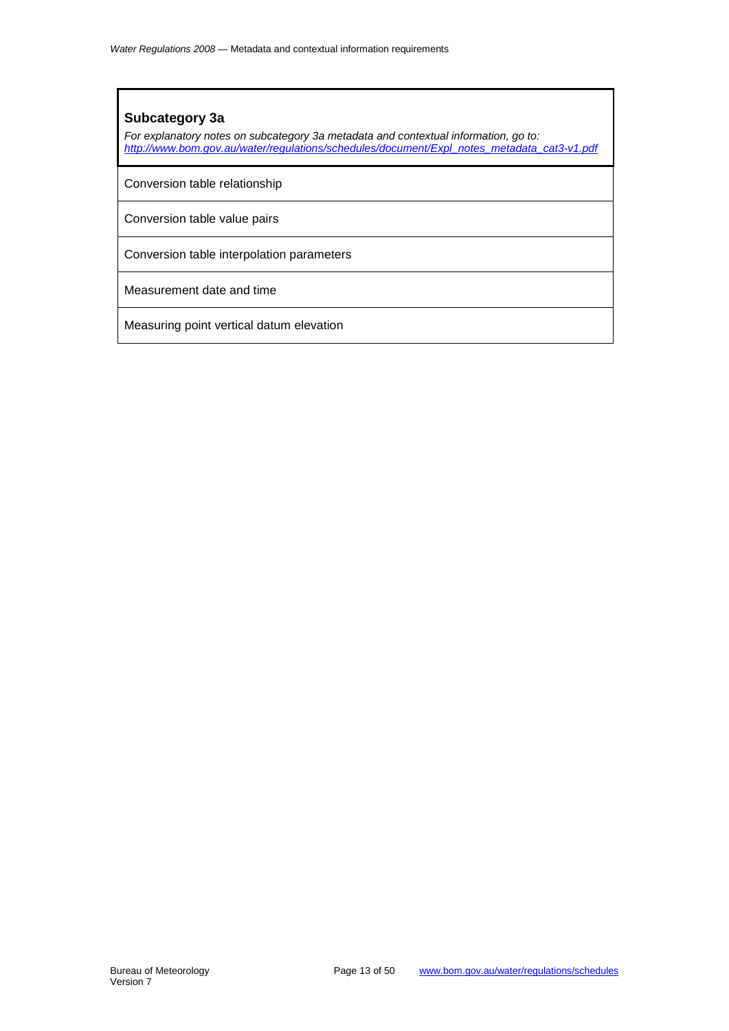| **Subcategory 3a**<br>*For explanatory notes on subcategory 3a metadata and contextual information, go to: [http://www.bom.gov.au/water/regulations/schedules/document/Expl_notes_metadata_cat3-v1.pdf](http://www.bom.gov.au/water/regulations/schedules/document/Expl_notes_metadata_cat3-v1.pdf)* |
| --- |
| Conversion table relationship |
| Conversion table value pairs |
| Conversion table interpolation parameters |
| Measurement date and time |
| Measuring point vertical datum elevation |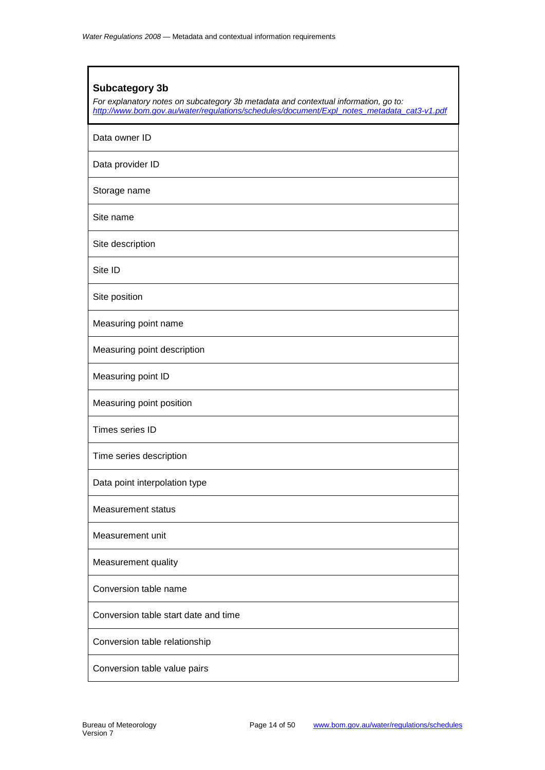| **Subcategory 3b**<br>*For explanatory notes on subcategory 3b metadata and contextual information, go to: [http://www.bom.gov.au/water/regulations/schedules/document/Expl_notes_metadata_cat3-v1.pdf](http://www.bom.gov.au/water/regulations/schedules/document/Expl_notes_metadata_cat3-v1.pdf)* |
|---|
| Data owner ID |
| Data provider ID |
| Storage name |
| Site name |
| Site description |
| Site ID |
| Site position |
| Measuring point name |
| Measuring point description |
| Measuring point ID |
| Measuring point position |
| Times series ID |
| Time series description |
| Data point interpolation type |
| Measurement status |
| Measurement unit |
| Measurement quality |
| Conversion table name |
| Conversion table start date and time |
| Conversion table relationship |
| Conversion table value pairs |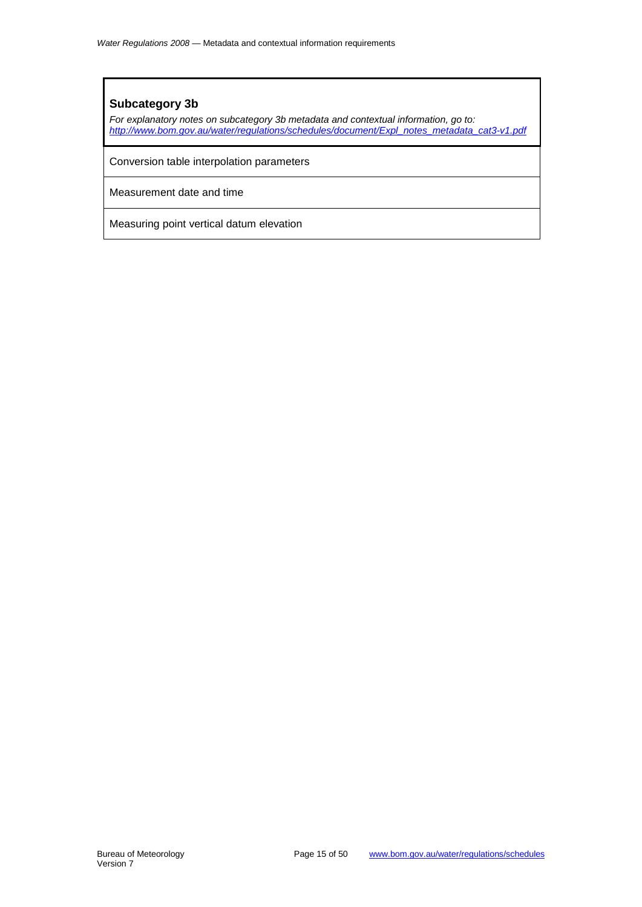### Subcategory 3b

*For explanatory notes on subcategory 3b metadata and contextual information, go to: [http://www.bom.gov.au/water/regulations/schedules/document/Expl_notes_metadata_cat3-v1.pdf](http://www.bom.gov.au/water/regulations/schedules/document/Expl_notes_metadata_cat3-v1.pdf)*

| Subcategory 3b |
| --- |
| Conversion table interpolation parameters |
| Measurement date and time |
| Measuring point vertical datum elevation |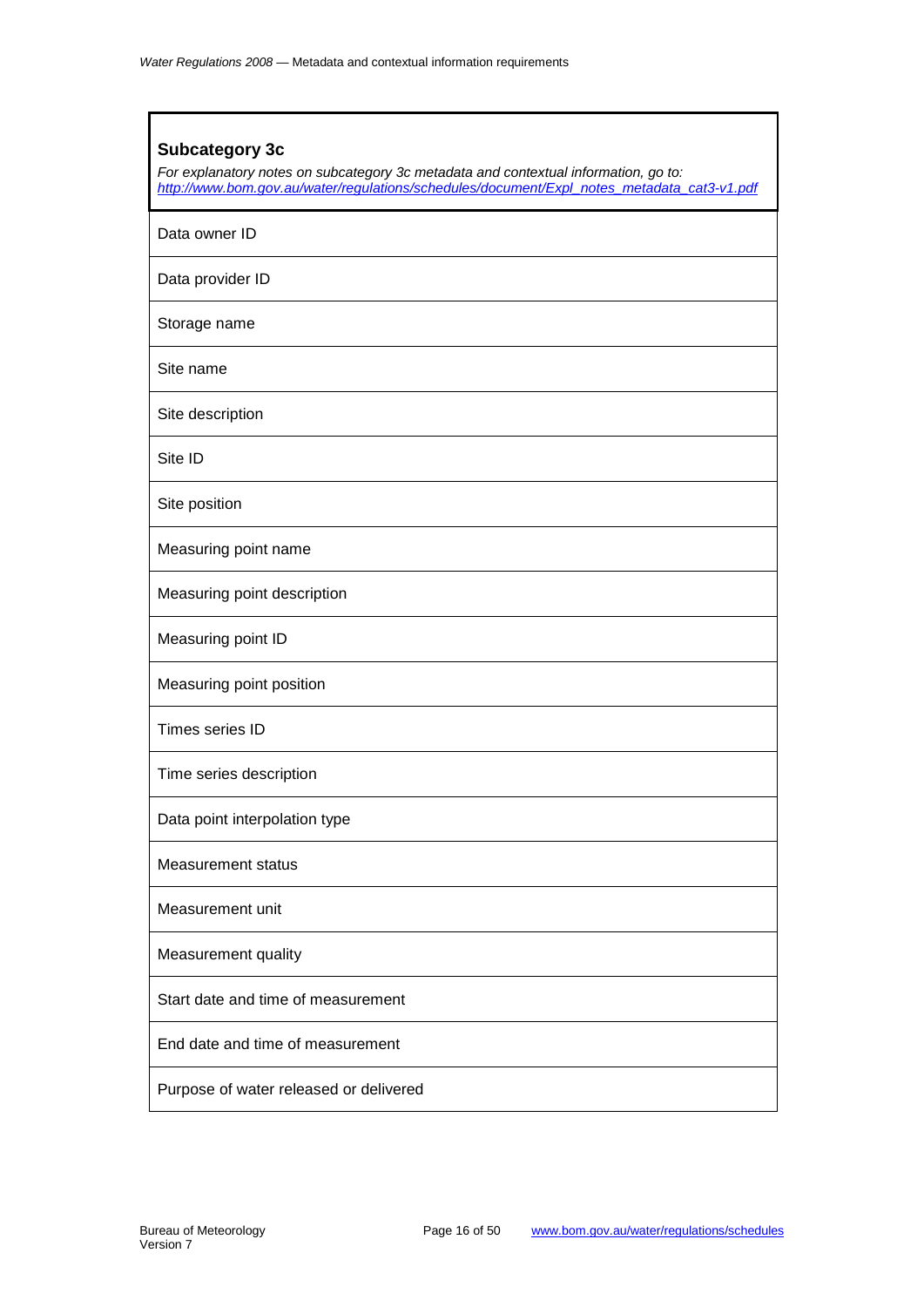| **Subcategory 3c**<br>*For explanatory notes on subcategory 3c metadata and contextual information, go to:* *http://www.bom.gov.au/water/regulations/schedules/document/Expl_notes_metadata_cat3-v1.pdf* |
|---|
| Data owner ID |
| Data provider ID |
| Storage name |
| Site name |
| Site description |
| Site ID |
| Site position |
| Measuring point name |
| Measuring point description |
| Measuring point ID |
| Measuring point position |
| Times series ID |
| Time series description |
| Data point interpolation type |
| Measurement status |
| Measurement unit |
| Measurement quality |
| Start date and time of measurement |
| End date and time of measurement |
| Purpose of water released or delivered |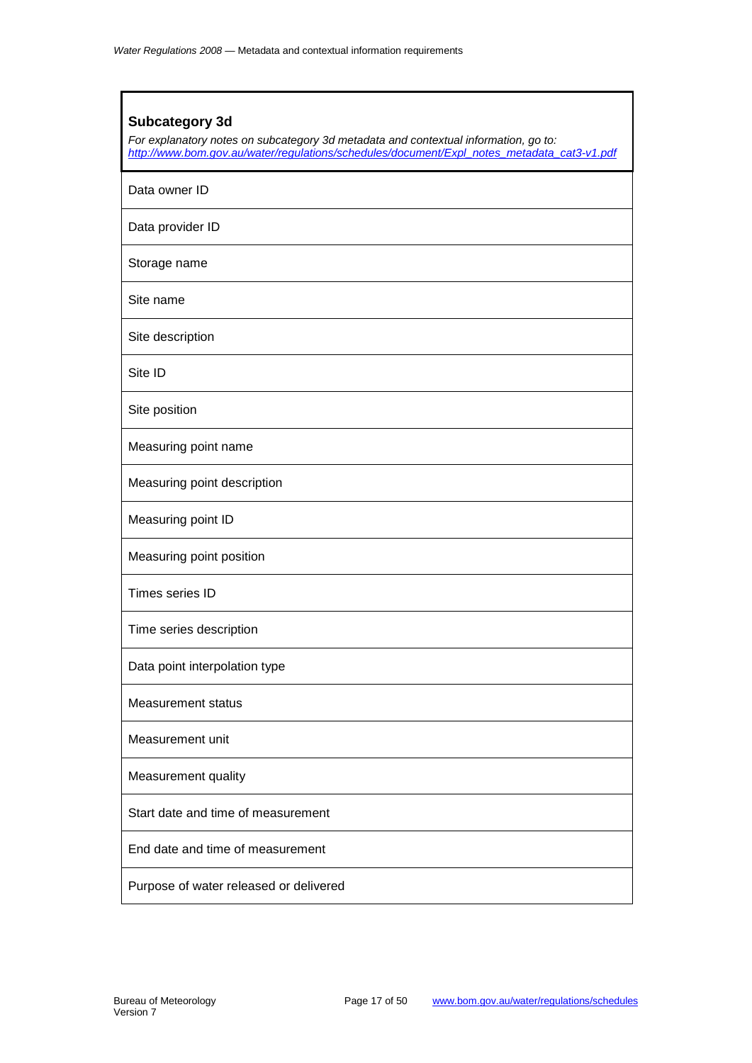| **Subcategory 3d**<br>*For explanatory notes on subcategory 3d metadata and contextual information, go to: [http://www.bom.gov.au/water/regulations/schedules/document/Expl_notes_metadata_cat3-v1.pdf](http://www.bom.gov.au/water/regulations/schedules/document/Expl_notes_metadata_cat3-v1.pdf)* |
| --- |
| Data owner ID |
| Data provider ID |
| Storage name |
| Site name |
| Site description |
| Site ID |
| Site position |
| Measuring point name |
| Measuring point description |
| Measuring point ID |
| Measuring point position |
| Times series ID |
| Time series description |
| Data point interpolation type |
| Measurement status |
| Measurement unit |
| Measurement quality |
| Start date and time of measurement |
| End date and time of measurement |
| Purpose of water released or delivered |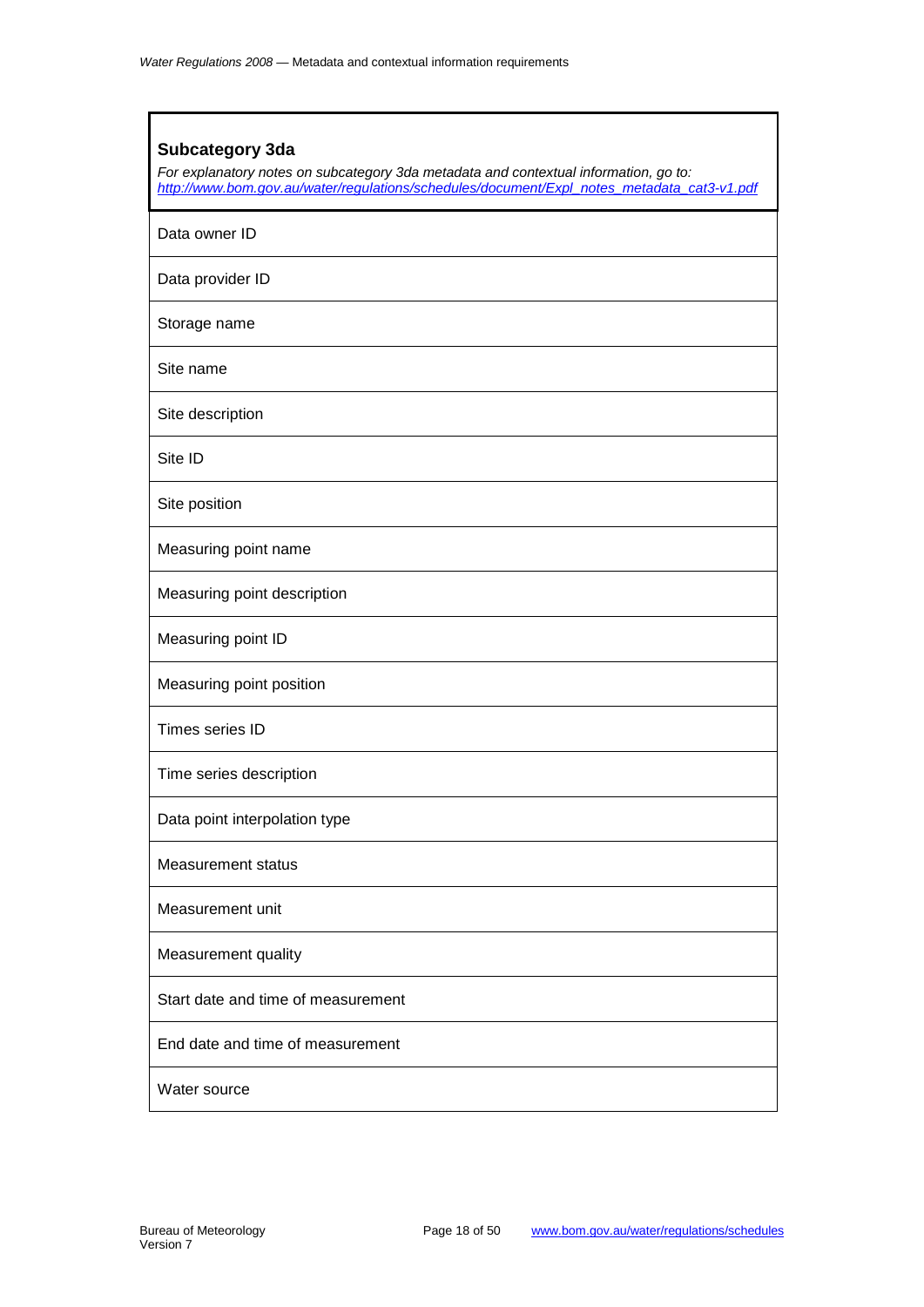| **Subcategory 3da**<br>*For explanatory notes on subcategory 3da metadata and contextual information, go to: [http://www.bom.gov.au/water/regulations/schedules/document/Expl_notes_metadata_cat3-v1.pdf](http://www.bom.gov.au/water/regulations/schedules/document/Expl_notes_metadata_cat3-v1.pdf)* |
|---|
| Data owner ID |
| Data provider ID |
| Storage name |
| Site name |
| Site description |
| Site ID |
| Site position |
| Measuring point name |
| Measuring point description |
| Measuring point ID |
| Measuring point position |
| Times series ID |
| Time series description |
| Data point interpolation type |
| Measurement status |
| Measurement unit |
| Measurement quality |
| Start date and time of measurement |
| End date and time of measurement |
| Water source |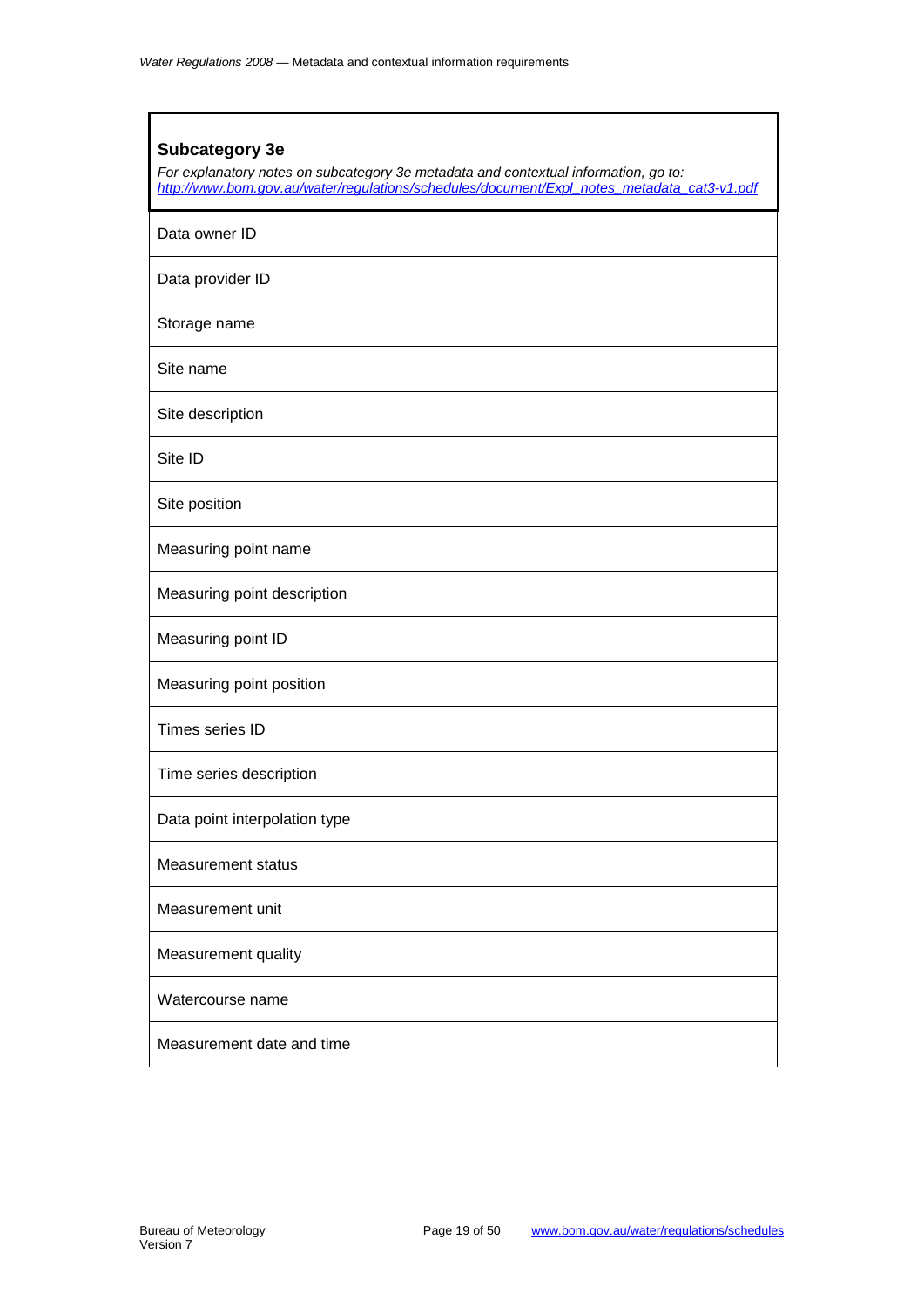| **Subcategory 3e**<br>*For explanatory notes on subcategory 3e metadata and contextual information, go to: [http://www.bom.gov.au/water/regulations/schedules/document/Expl_notes_metadata_cat3-v1.pdf](http://www.bom.gov.au/water/regulations/schedules/document/Expl_notes_metadata_cat3-v1.pdf)* |
|---|
| Data owner ID |
| Data provider ID |
| Storage name |
| Site name |
| Site description |
| Site ID |
| Site position |
| Measuring point name |
| Measuring point description |
| Measuring point ID |
| Measuring point position |
| Times series ID |
| Time series description |
| Data point interpolation type |
| Measurement status |
| Measurement unit |
| Measurement quality |
| Watercourse name |
| Measurement date and time |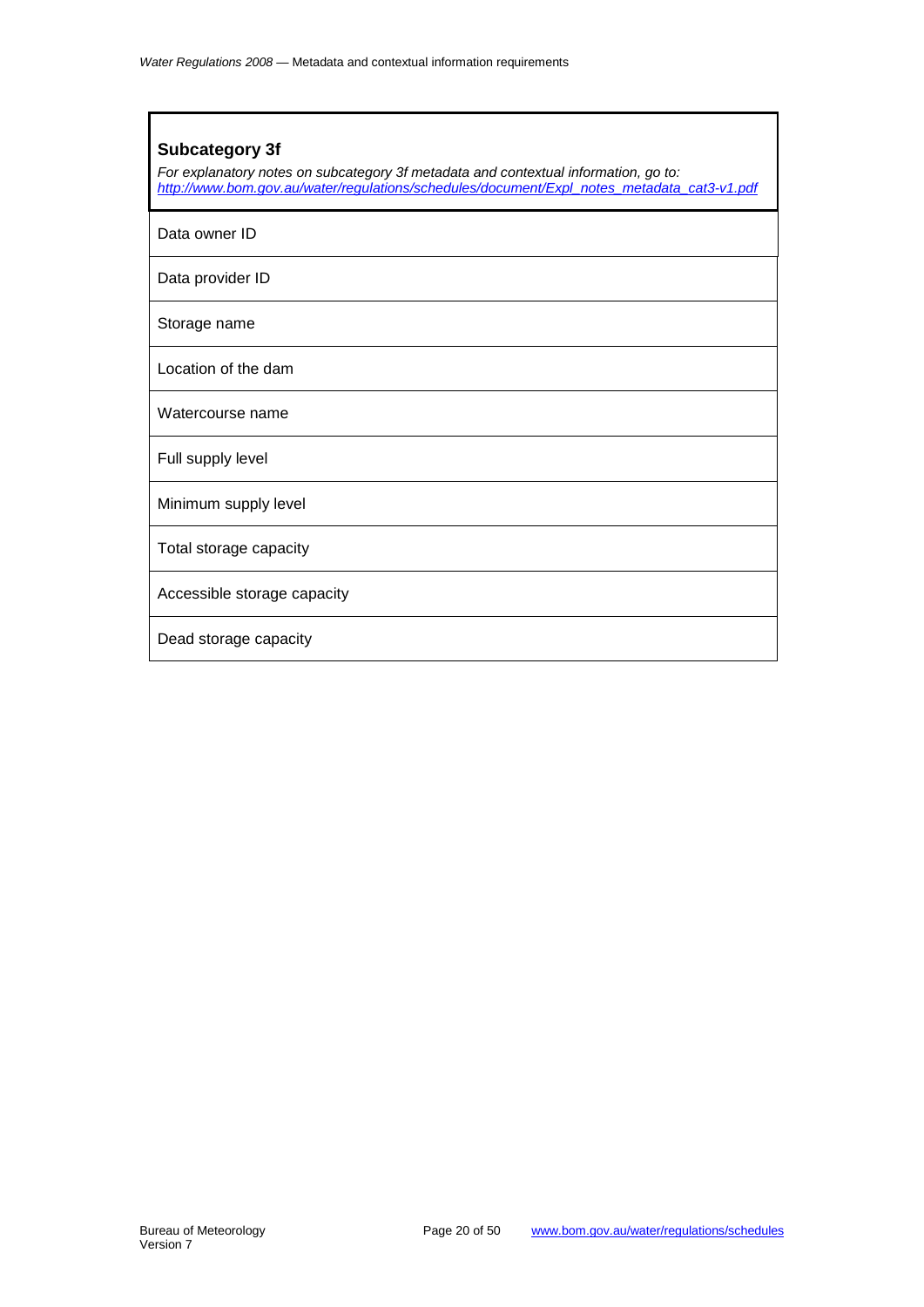### Subcategory 3f

*For explanatory notes on subcategory 3f metadata and contextual information, go to:* *http://www.bom.gov.au/water/regulations/schedules/document/Expl_notes_metadata_cat3-v1.pdf*

| Subcategory 3f |
| --- |
| Data owner ID |
| Data provider ID |
| Storage name |
| Location of the dam |
| Watercourse name |
| Full supply level |
| Minimum supply level |
| Total storage capacity |
| Accessible storage capacity |
| Dead storage capacity |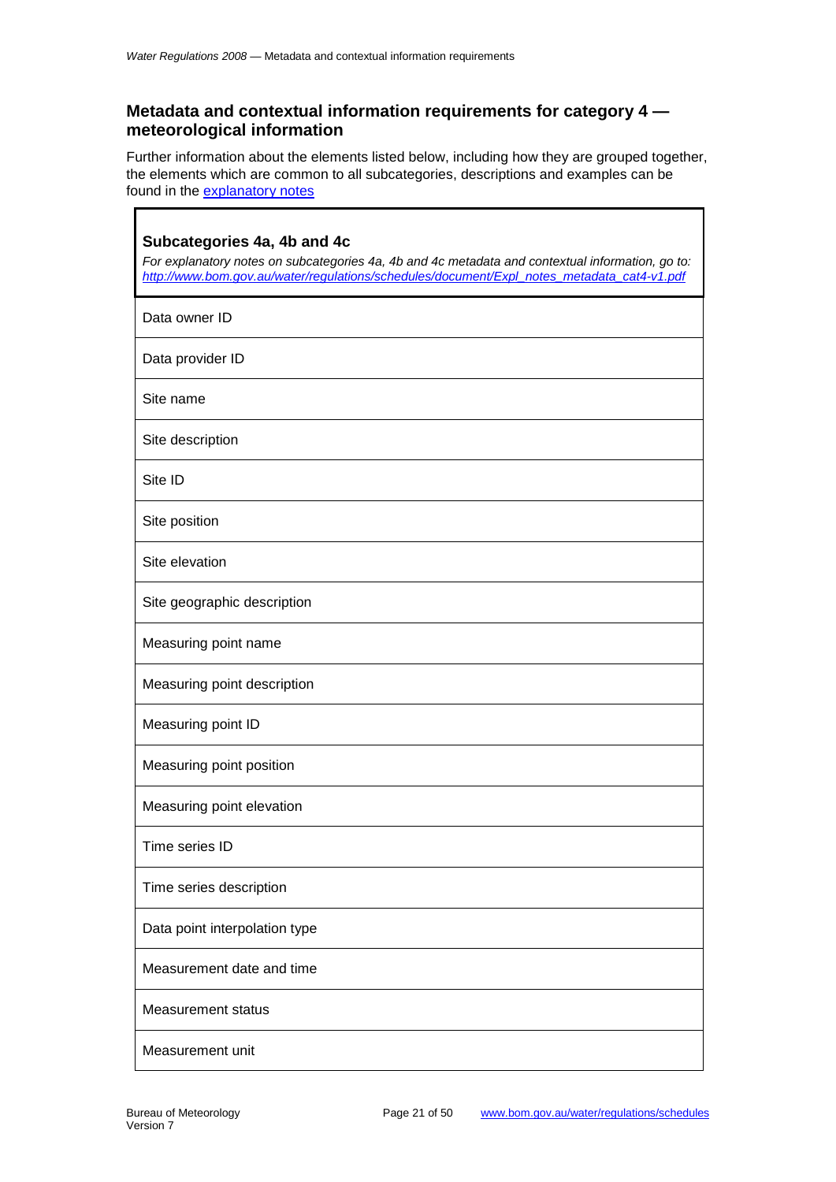## Metadata and contextual information requirements for category 4 — meteorological information

Further information about the elements listed below, including how they are grouped together, the elements which are common to all subcategories, descriptions and examples can be found in the [explanatory notes](explanatory notes)

| **Subcategories 4a, 4b and 4c**<br>*For explanatory notes on subcategories 4a, 4b and 4c metadata and contextual information, go to: [http://www.bom.gov.au/water/regulations/schedules/document/Expl_notes_metadata_cat4-v1.pdf](http://www.bom.gov.au/water/regulations/schedules/document/Expl_notes_metadata_cat4-v1.pdf)* |
|---|
| Data owner ID |
| Data provider ID |
| Site name |
| Site description |
| Site ID |
| Site position |
| Site elevation |
| Site geographic description |
| Measuring point name |
| Measuring point description |
| Measuring point ID |
| Measuring point position |
| Measuring point elevation |
| Time series ID |
| Time series description |
| Data point interpolation type |
| Measurement date and time |
| Measurement status |
| Measurement unit |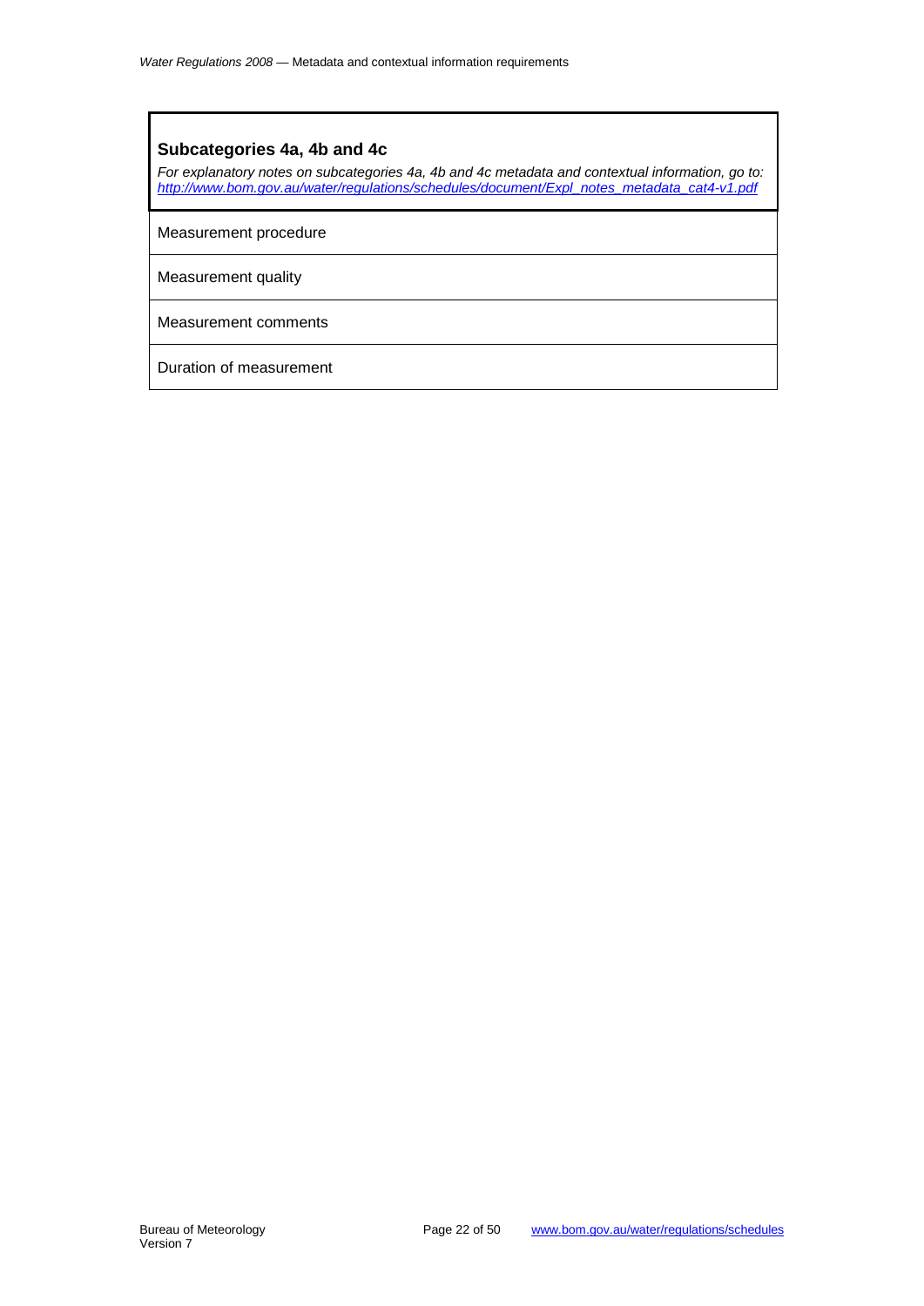| **Subcategories 4a, 4b and 4c**<br>*For explanatory notes on subcategories 4a, 4b and 4c metadata and contextual information, go to: [http://www.bom.gov.au/water/regulations/schedules/document/Expl_notes_metadata_cat4-v1.pdf](http://www.bom.gov.au/water/regulations/schedules/document/Expl_notes_metadata_cat4-v1.pdf)* |
| --- |
| Measurement procedure |
| Measurement quality |
| Measurement comments |
| Duration of measurement |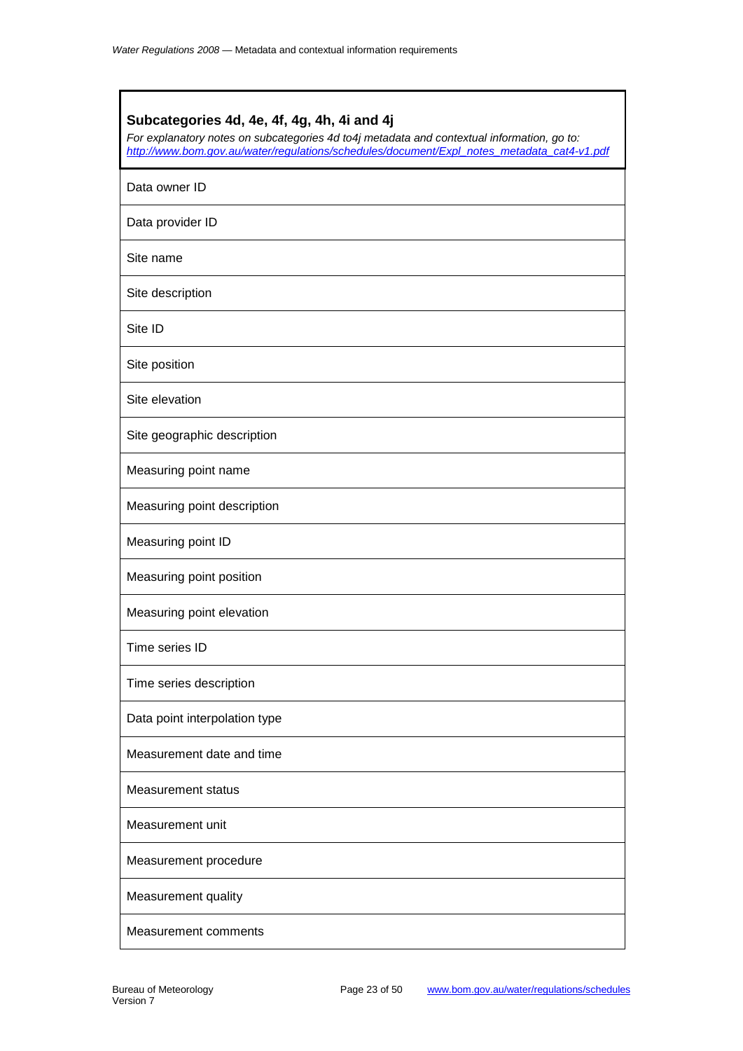| **Subcategories 4d, 4e, 4f, 4g, 4h, 4i and 4j**<br>*For explanatory notes on subcategories 4d to4j metadata and contextual information, go to: [http://www.bom.gov.au/water/regulations/schedules/document/Expl_notes_metadata_cat4-v1.pdf](http://www.bom.gov.au/water/regulations/schedules/document/Expl_notes_metadata_cat4-v1.pdf)* |
| --- |
| Data owner ID |
| Data provider ID |
| Site name |
| Site description |
| Site ID |
| Site position |
| Site elevation |
| Site geographic description |
| Measuring point name |
| Measuring point description |
| Measuring point ID |
| Measuring point position |
| Measuring point elevation |
| Time series ID |
| Time series description |
| Data point interpolation type |
| Measurement date and time |
| Measurement status |
| Measurement unit |
| Measurement procedure |
| Measurement quality |
| Measurement comments |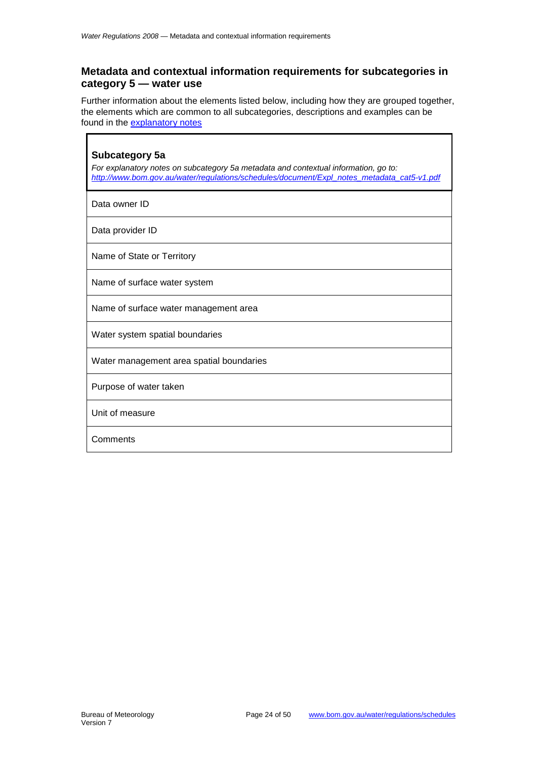## Metadata and contextual information requirements for subcategories in category 5 — water use

Further information about the elements listed below, including how they are grouped together, the elements which are common to all subcategories, descriptions and examples can be found in the [explanatory notes](explanatory notes)

| **Subcategory 5a**<br>*For explanatory notes on subcategory 5a metadata and contextual information, go to: [http://www.bom.gov.au/water/regulations/schedules/document/Expl_notes_metadata_cat5-v1.pdf](http://www.bom.gov.au/water/regulations/schedules/document/Expl_notes_metadata_cat5-v1.pdf)* |
|---|
| Data owner ID |
| Data provider ID |
| Name of State or Territory |
| Name of surface water system |
| Name of surface water management area |
| Water system spatial boundaries |
| Water management area spatial boundaries |
| Purpose of water taken |
| Unit of measure |
| Comments |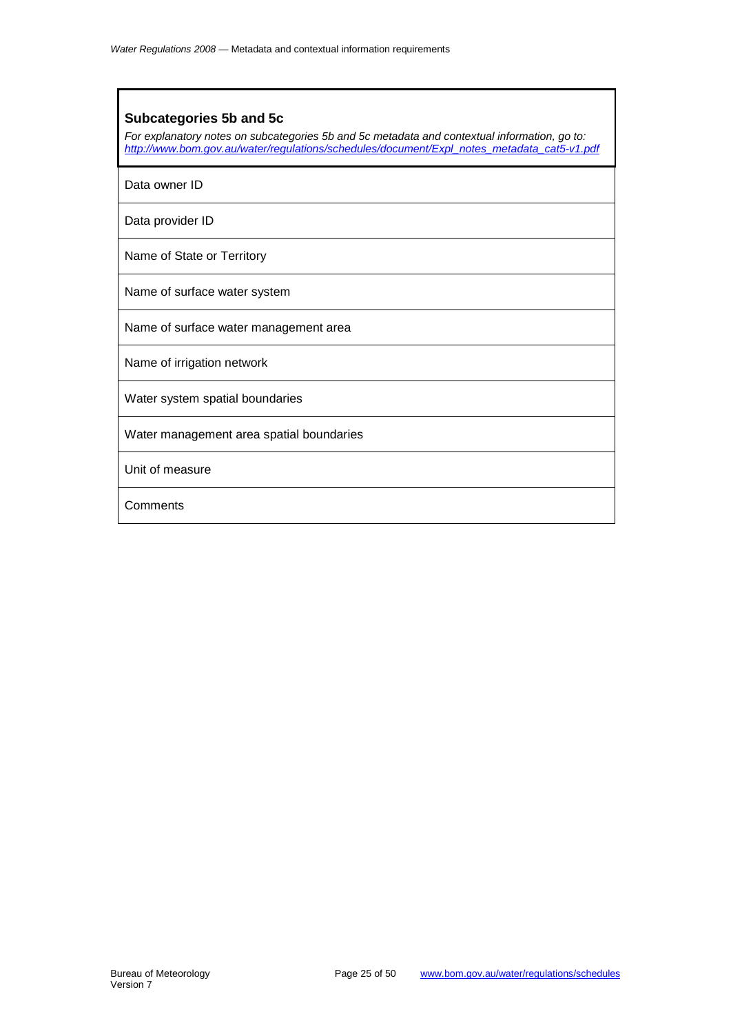## Subcategories 5b and 5c

*For explanatory notes on subcategories 5b and 5c metadata and contextual information, go to:* [*http://www.bom.gov.au/water/regulations/schedules/document/Expl_notes_metadata_cat5-v1.pdf*](http://www.bom.gov.au/water/regulations/schedules/document/Expl_notes_metadata_cat5-v1.pdf)

| |
|---|
| Data owner ID |
| Data provider ID |
| Name of State or Territory |
| Name of surface water system |
| Name of surface water management area |
| Name of irrigation network |
| Water system spatial boundaries |
| Water management area spatial boundaries |
| Unit of measure |
| Comments |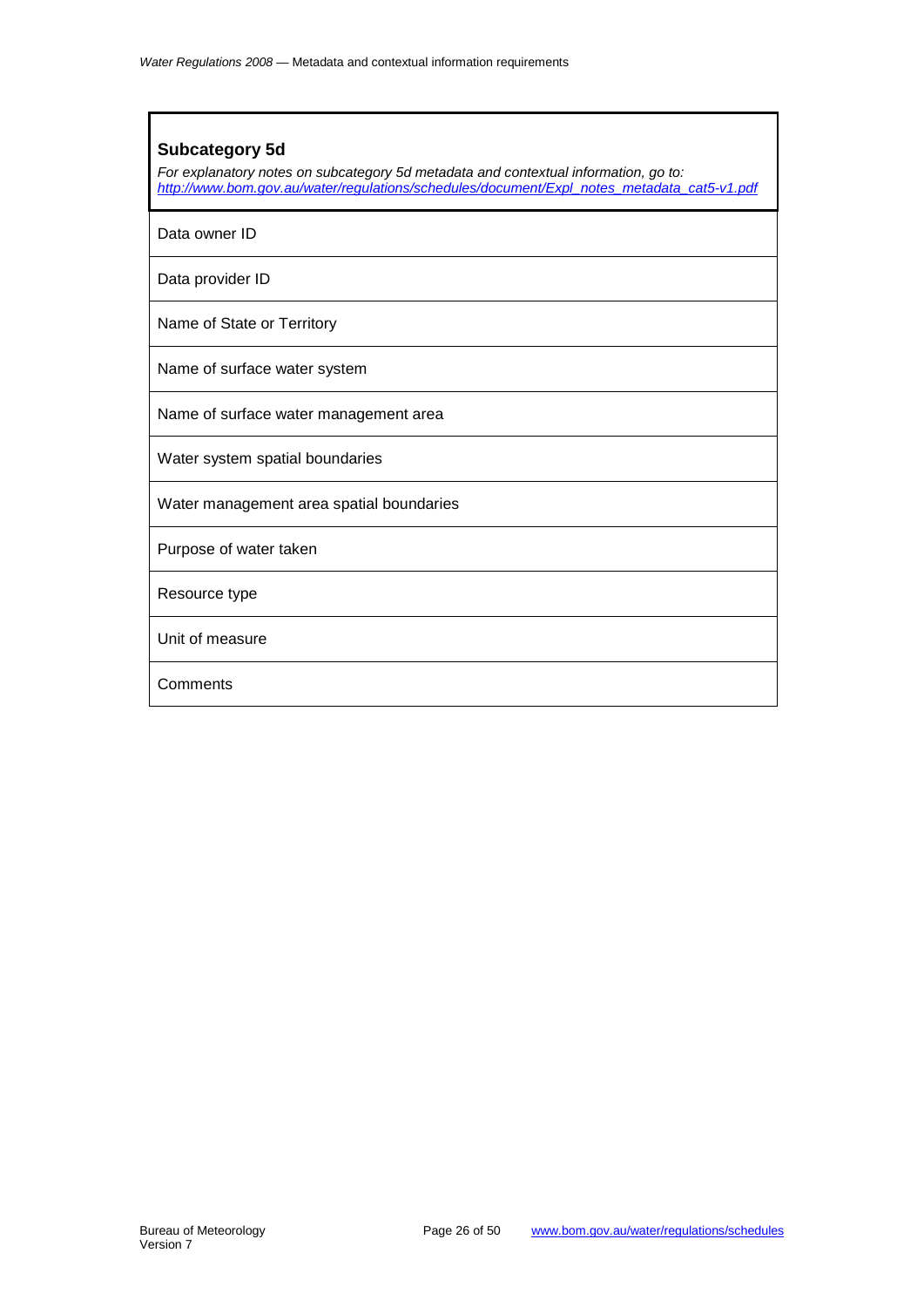## Subcategory 5d

*For explanatory notes on subcategory 5d metadata and contextual information, go to: [http://www.bom.gov.au/water/regulations/schedules/document/Expl_notes_metadata_cat5-v1.pdf](http://www.bom.gov.au/water/regulations/schedules/document/Expl_notes_metadata_cat5-v1.pdf)*

| |
|---|
| Data owner ID |
| Data provider ID |
| Name of State or Territory |
| Name of surface water system |
| Name of surface water management area |
| Water system spatial boundaries |
| Water management area spatial boundaries |
| Purpose of water taken |
| Resource type |
| Unit of measure |
| Comments |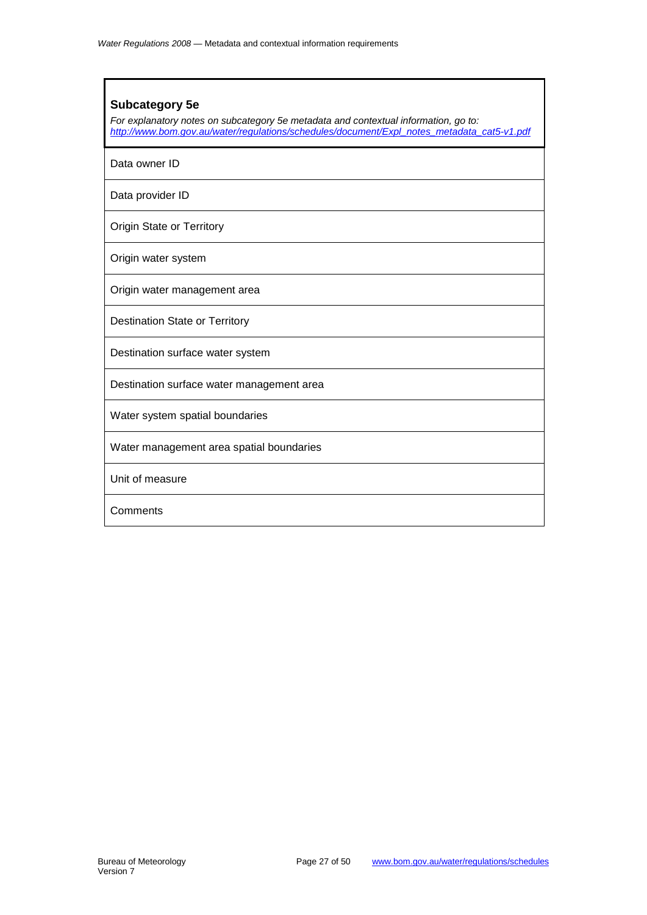| **Subcategory 5e**<br>*For explanatory notes on subcategory 5e metadata and contextual information, go to: [http://www.bom.gov.au/water/regulations/schedules/document/Expl_notes_metadata_cat5-v1.pdf](http://www.bom.gov.au/water/regulations/schedules/document/Expl_notes_metadata_cat5-v1.pdf)* |
| --- |
| Data owner ID |
| Data provider ID |
| Origin State or Territory |
| Origin water system |
| Origin water management area |
| Destination State or Territory |
| Destination surface water system |
| Destination surface water management area |
| Water system spatial boundaries |
| Water management area spatial boundaries |
| Unit of measure |
| Comments |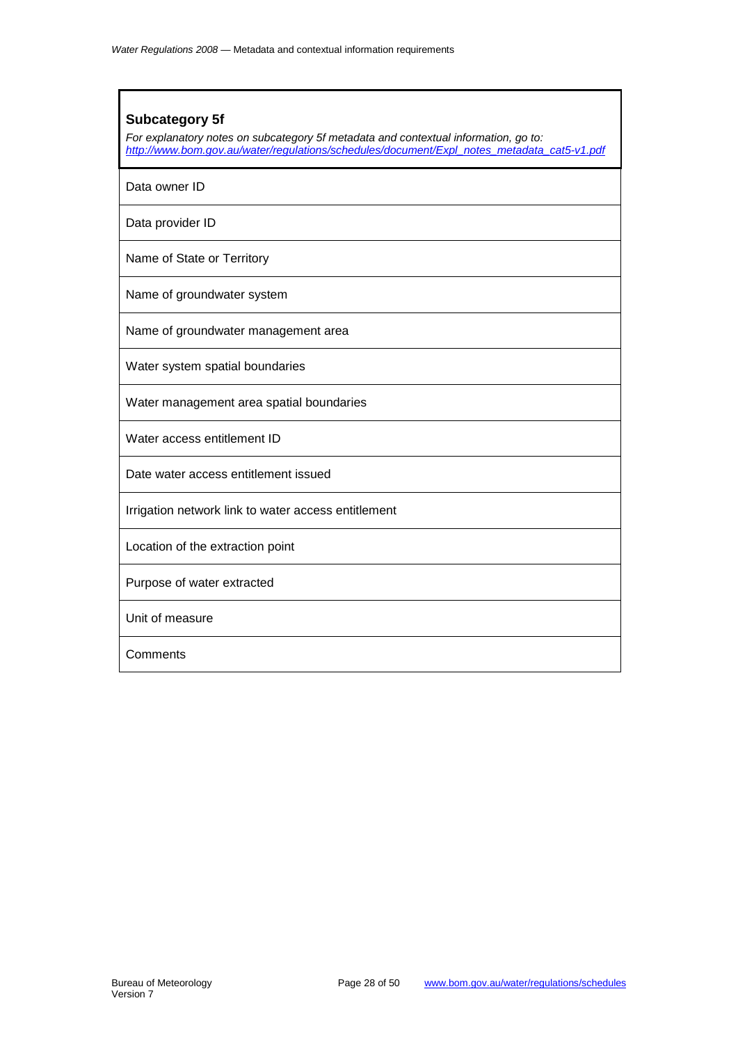## Subcategory 5f

*For explanatory notes on subcategory 5f metadata and contextual information, go to: [http://www.bom.gov.au/water/regulations/schedules/document/Expl_notes_metadata_cat5-v1.pdf](http://www.bom.gov.au/water/regulations/schedules/document/Expl_notes_metadata_cat5-v1.pdf)*

| |
|---|
| Data owner ID |
| Data provider ID |
| Name of State or Territory |
| Name of groundwater system |
| Name of groundwater management area |
| Water system spatial boundaries |
| Water management area spatial boundaries |
| Water access entitlement ID |
| Date water access entitlement issued |
| Irrigation network link to water access entitlement |
| Location of the extraction point |
| Purpose of water extracted |
| Unit of measure |
| Comments |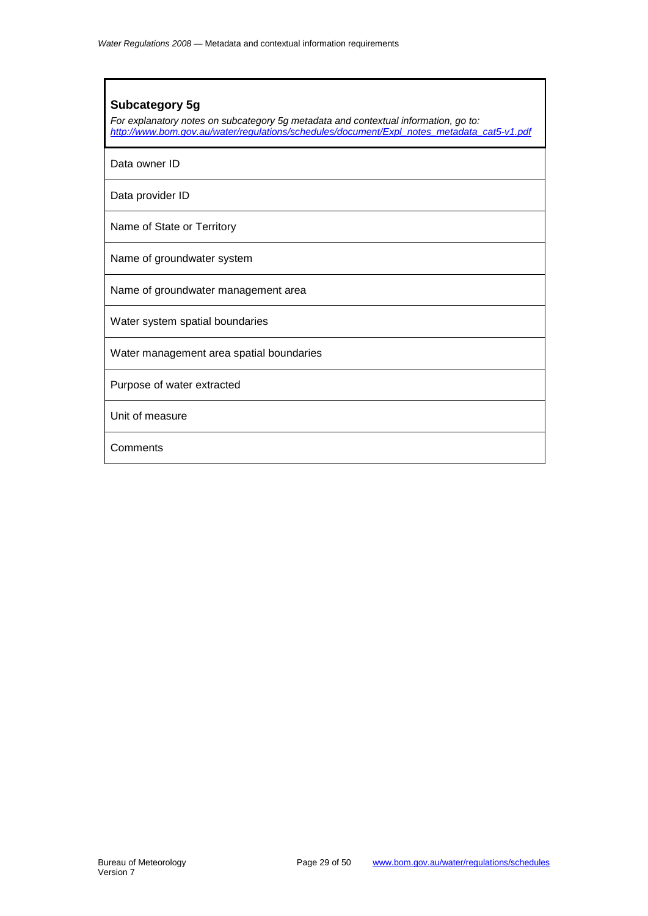## Subcategory 5g

*For explanatory notes on subcategory 5g metadata and contextual information, go to:* [*http://www.bom.gov.au/water/regulations/schedules/document/Expl_notes_metadata_cat5-v1.pdf*](http://www.bom.gov.au/water/regulations/schedules/document/Expl_notes_metadata_cat5-v1.pdf)

| |
|---|
| Data owner ID |
| Data provider ID |
| Name of State or Territory |
| Name of groundwater system |
| Name of groundwater management area |
| Water system spatial boundaries |
| Water management area spatial boundaries |
| Purpose of water extracted |
| Unit of measure |
| Comments |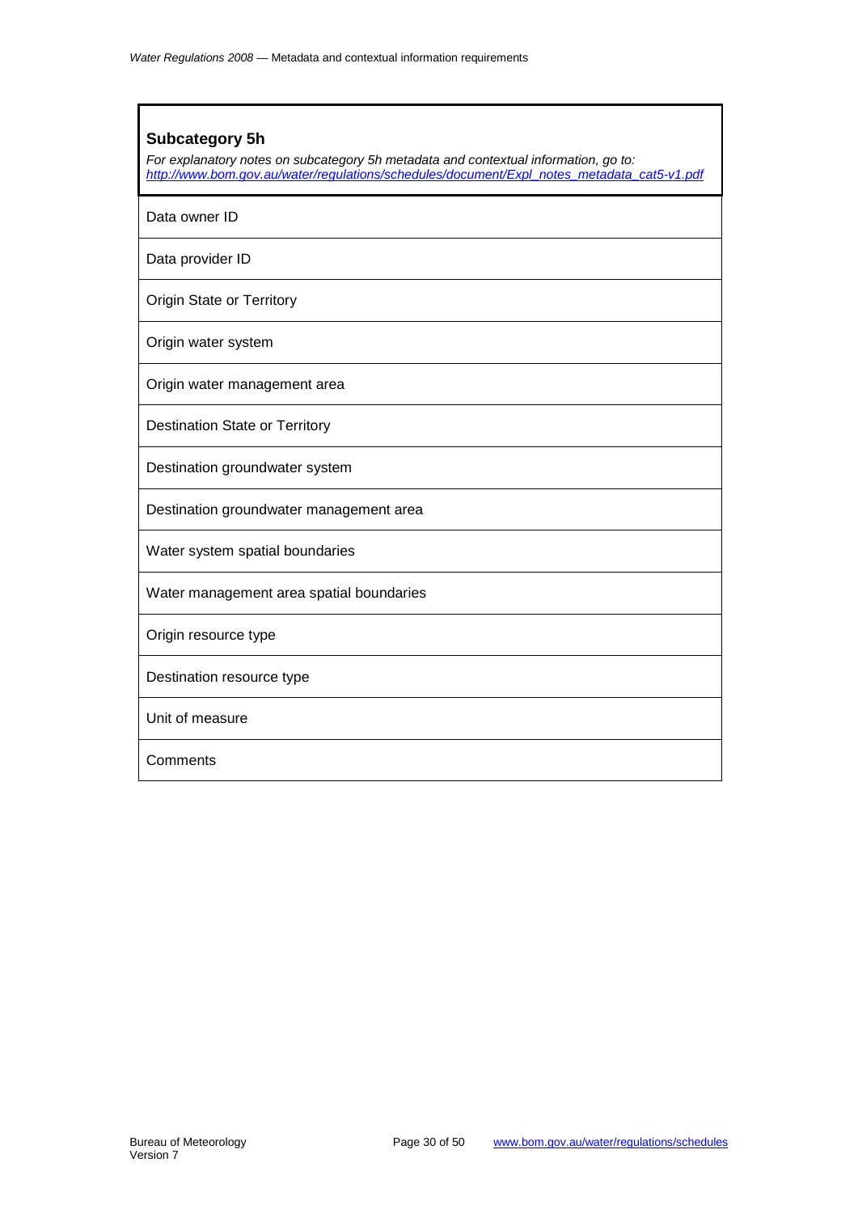## Subcategory 5h

*For explanatory notes on subcategory 5h metadata and contextual information, go to:* *http://www.bom.gov.au/water/regulations/schedules/document/Expl_notes_metadata_cat5-v1.pdf*

| |
|---|
| Data owner ID |
| Data provider ID |
| Origin State or Territory |
| Origin water system |
| Origin water management area |
| Destination State or Territory |
| Destination groundwater system |
| Destination groundwater management area |
| Water system spatial boundaries |
| Water management area spatial boundaries |
| Origin resource type |
| Destination resource type |
| Unit of measure |
| Comments |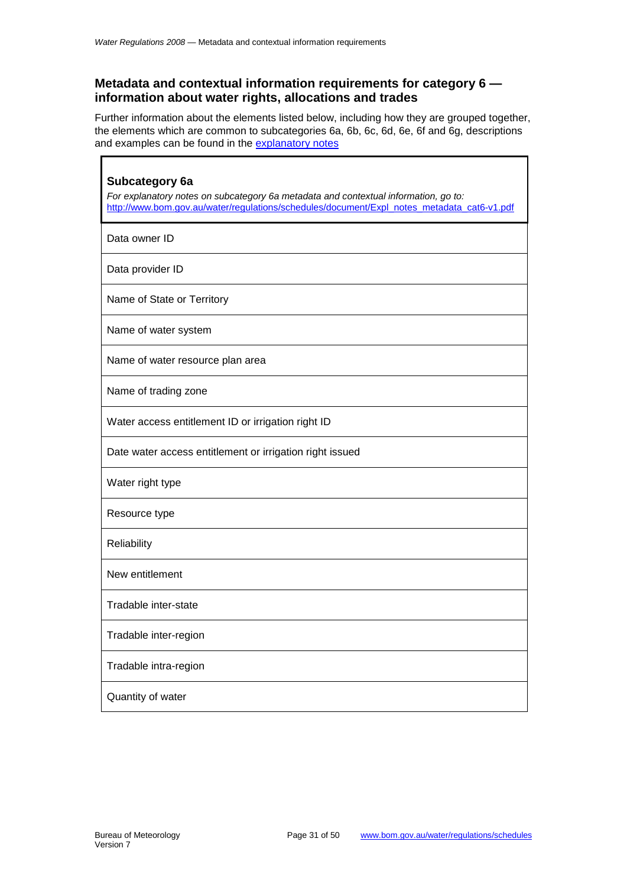## Metadata and contextual information requirements for category 6 — information about water rights, allocations and trades

Further information about the elements listed below, including how they are grouped together, the elements which are common to subcategories 6a, 6b, 6c, 6d, 6e, 6f and 6g, descriptions and examples can be found in the explanatory notes

| **Subcategory 6a**<br>*For explanatory notes on subcategory 6a metadata and contextual information, go to: http://www.bom.gov.au/water/regulations/schedules/document/Expl_notes_metadata_cat6-v1.pdf* |
|---|
| Data owner ID |
| Data provider ID |
| Name of State or Territory |
| Name of water system |
| Name of water resource plan area |
| Name of trading zone |
| Water access entitlement ID or irrigation right ID |
| Date water access entitlement or irrigation right issued |
| Water right type |
| Resource type |
| Reliability |
| New entitlement |
| Tradable inter-state |
| Tradable inter-region |
| Tradable intra-region |
| Quantity of water |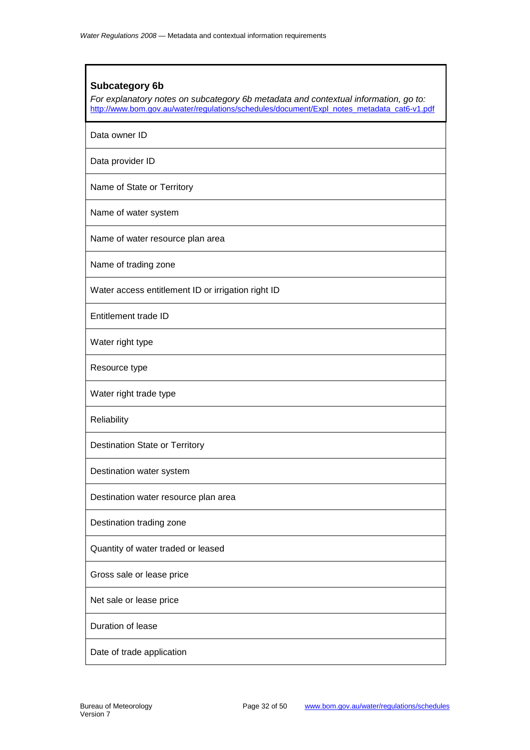| **Subcategory 6b**<br>*For explanatory notes on subcategory 6b metadata and contextual information, go to:* [http://www.bom.gov.au/water/regulations/schedules/document/Expl_notes_metadata_cat6-v1.pdf](http://www.bom.gov.au/water/regulations/schedules/document/Expl_notes_metadata_cat6-v1.pdf) |
|---|
| Data owner ID |
| Data provider ID |
| Name of State or Territory |
| Name of water system |
| Name of water resource plan area |
| Name of trading zone |
| Water access entitlement ID or irrigation right ID |
| Entitlement trade ID |
| Water right type |
| Resource type |
| Water right trade type |
| Reliability |
| Destination State or Territory |
| Destination water system |
| Destination water resource plan area |
| Destination trading zone |
| Quantity of water traded or leased |
| Gross sale or lease price |
| Net sale or lease price |
| Duration of lease |
| Date of trade application |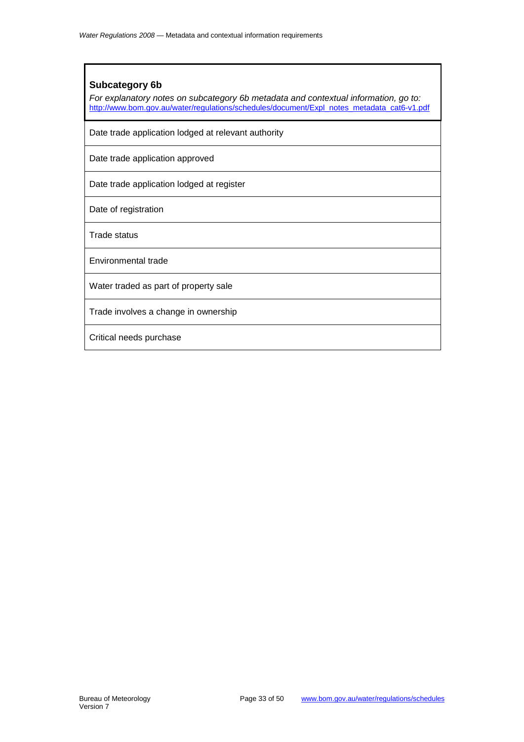**Subcategory 6b**

*For explanatory notes on subcategory 6b metadata and contextual information, go to:* [http://www.bom.gov.au/water/regulations/schedules/document/Expl_notes_metadata_cat6-v1.pdf](http://www.bom.gov.au/water/regulations/schedules/document/Expl_notes_metadata_cat6-v1.pdf)

| |
|---|
| Date trade application lodged at relevant authority |
| Date trade application approved |
| Date trade application lodged at register |
| Date of registration |
| Trade status |
| Environmental trade |
| Water traded as part of property sale |
| Trade involves a change in ownership |
| Critical needs purchase |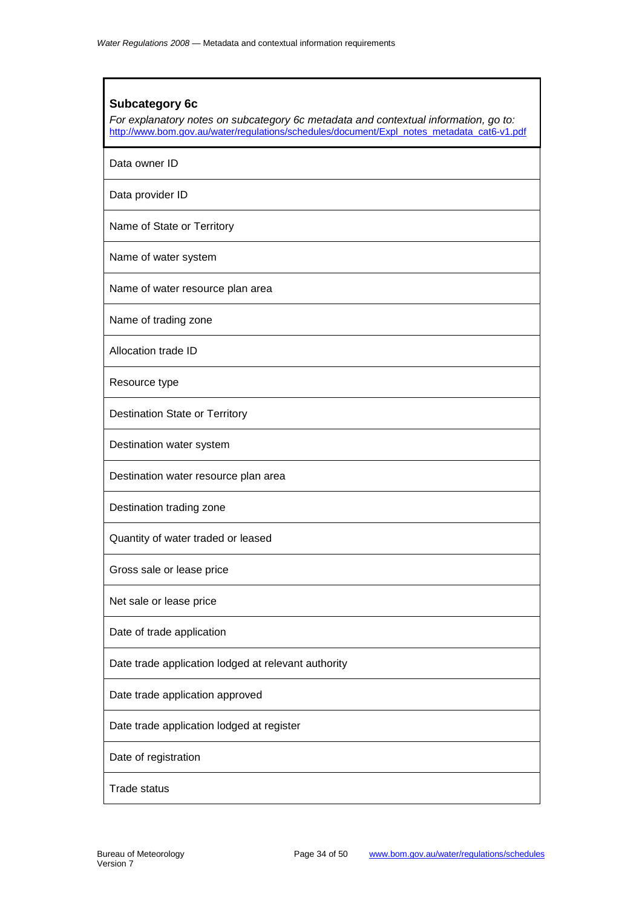| **Subcategory 6c**<br>*For explanatory notes on subcategory 6c metadata and contextual information, go to:* http://www.bom.gov.au/water/regulations/schedules/document/Expl_notes_metadata_cat6-v1.pdf |
|---|
| Data owner ID |
| Data provider ID |
| Name of State or Territory |
| Name of water system |
| Name of water resource plan area |
| Name of trading zone |
| Allocation trade ID |
| Resource type |
| Destination State or Territory |
| Destination water system |
| Destination water resource plan area |
| Destination trading zone |
| Quantity of water traded or leased |
| Gross sale or lease price |
| Net sale or lease price |
| Date of trade application |
| Date trade application lodged at relevant authority |
| Date trade application approved |
| Date trade application lodged at register |
| Date of registration |
| Trade status |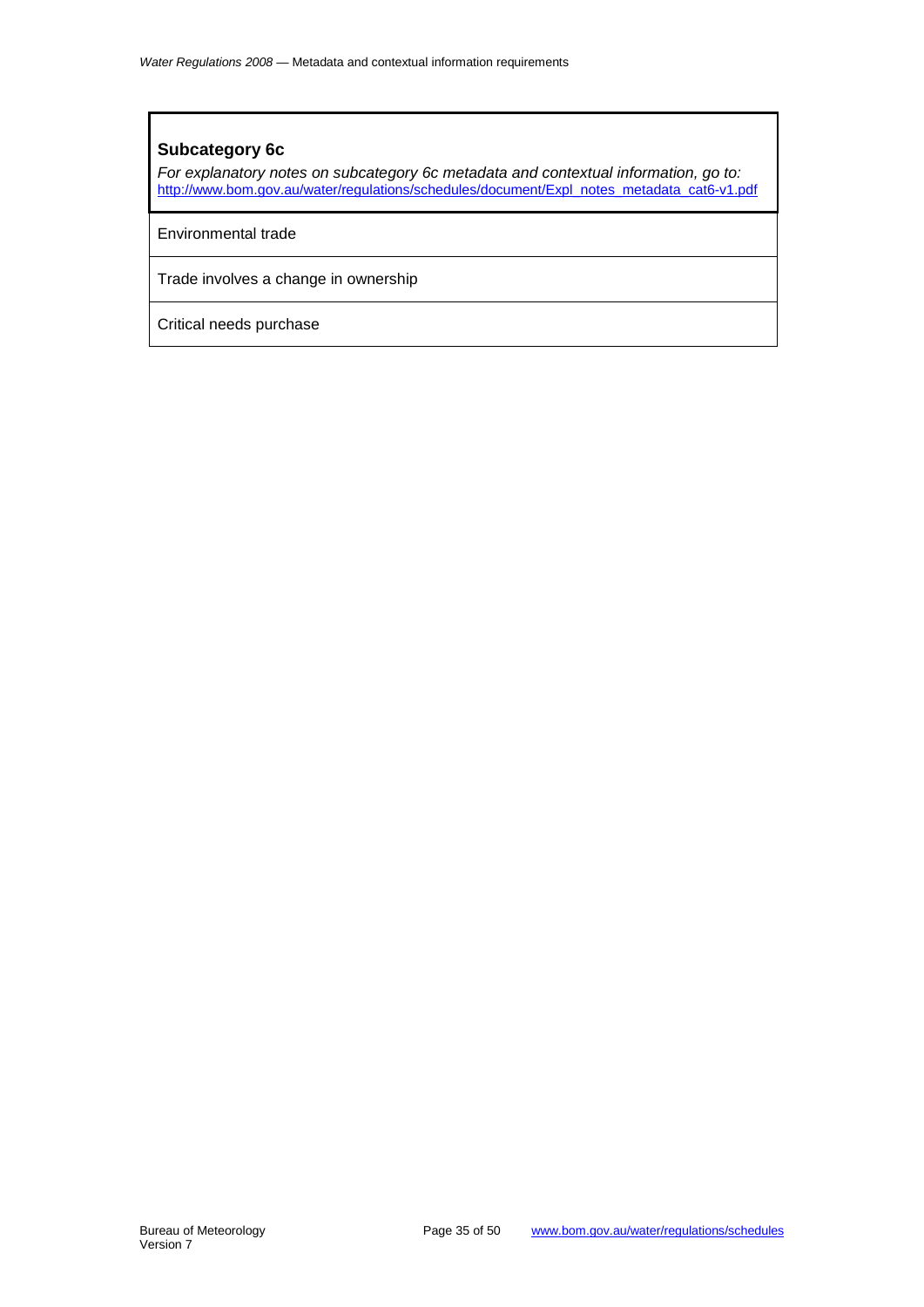| **Subcategory 6c**<br>*For explanatory notes on subcategory 6c metadata and contextual information, go to:* http://www.bom.gov.au/water/regulations/schedules/document/Expl_notes_metadata_cat6-v1.pdf |
|---|
| Environmental trade |
| Trade involves a change in ownership |
| Critical needs purchase |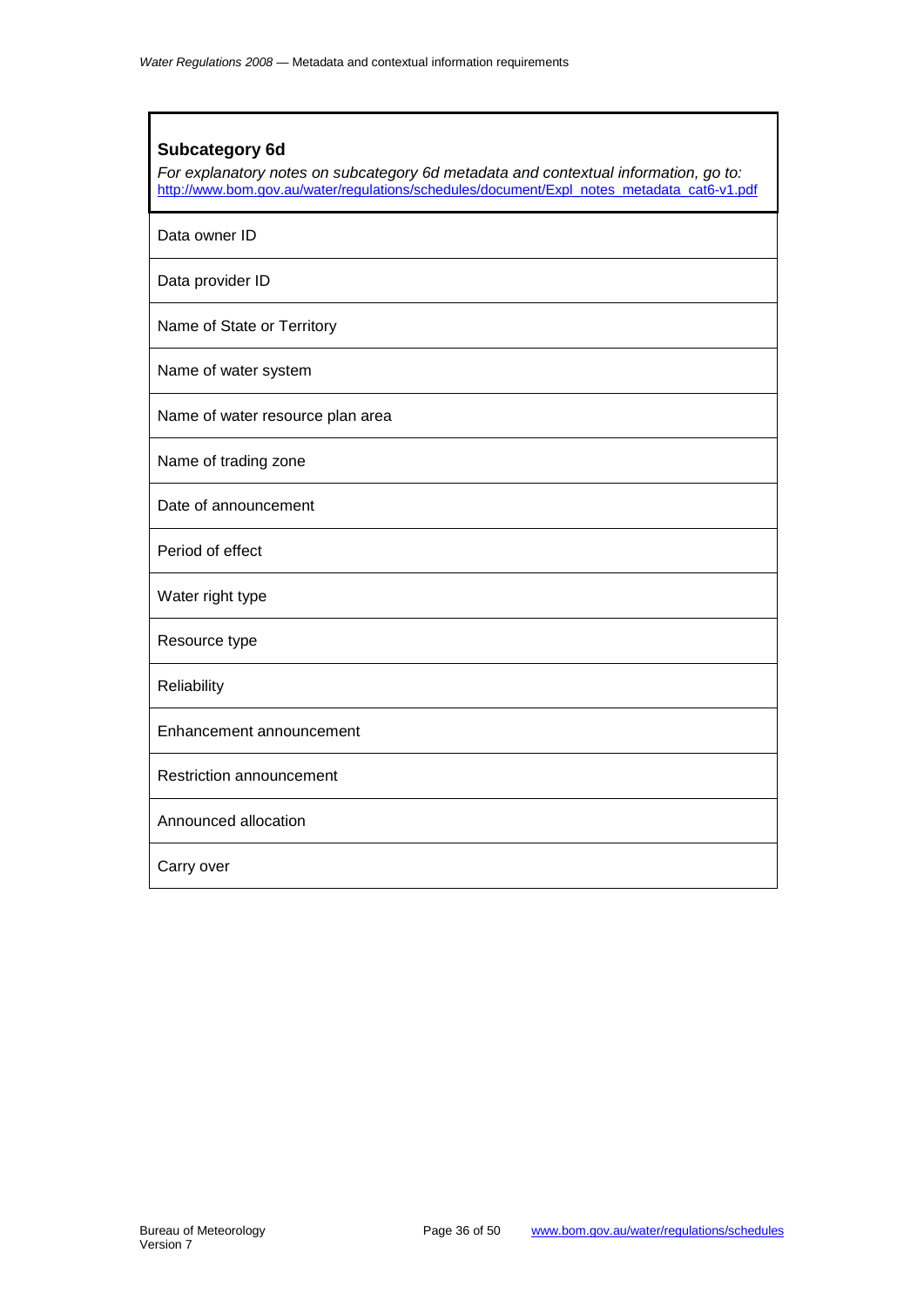| **Subcategory 6d**<br>*For explanatory notes on subcategory 6d metadata and contextual information, go to:* [http://www.bom.gov.au/water/regulations/schedules/document/Expl_notes_metadata_cat6-v1.pdf](http://www.bom.gov.au/water/regulations/schedules/document/Expl_notes_metadata_cat6-v1.pdf) |
|---|
| Data owner ID |
| Data provider ID |
| Name of State or Territory |
| Name of water system |
| Name of water resource plan area |
| Name of trading zone |
| Date of announcement |
| Period of effect |
| Water right type |
| Resource type |
| Reliability |
| Enhancement announcement |
| Restriction announcement |
| Announced allocation |
| Carry over |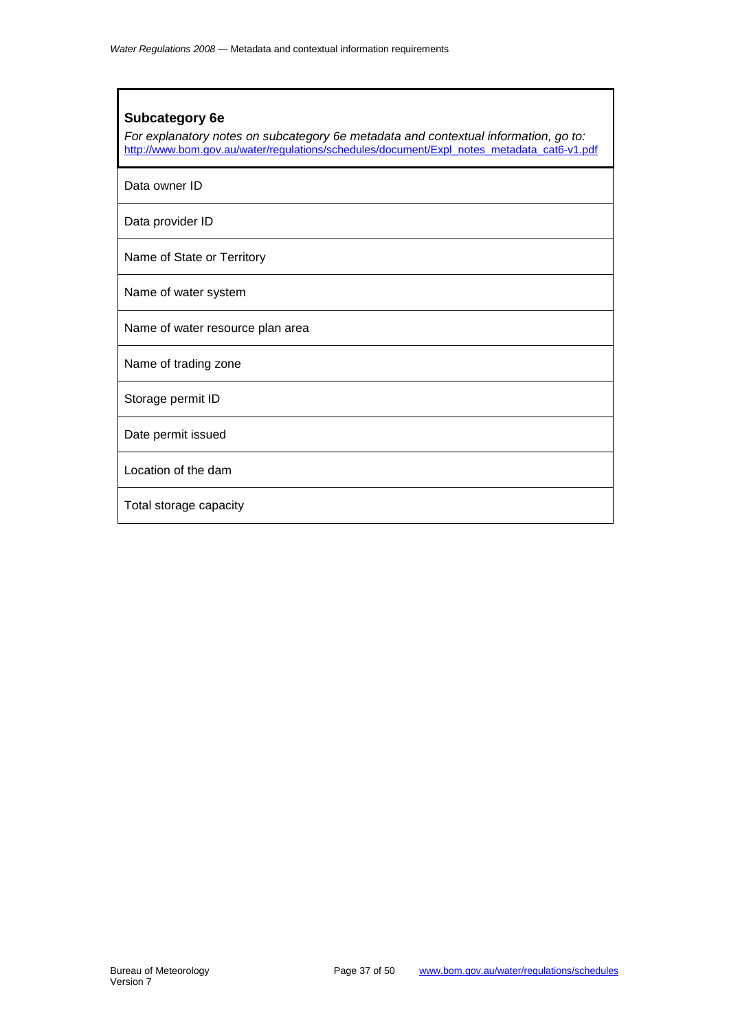## Subcategory 6e

*For explanatory notes on subcategory 6e metadata and contextual information, go to:*
http://www.bom.gov.au/water/regulations/schedules/document/Expl_notes_metadata_cat6-v1.pdf

| |
|---|
| Data owner ID |
| Data provider ID |
| Name of State or Territory |
| Name of water system |
| Name of water resource plan area |
| Name of trading zone |
| Storage permit ID |
| Date permit issued |
| Location of the dam |
| Total storage capacity |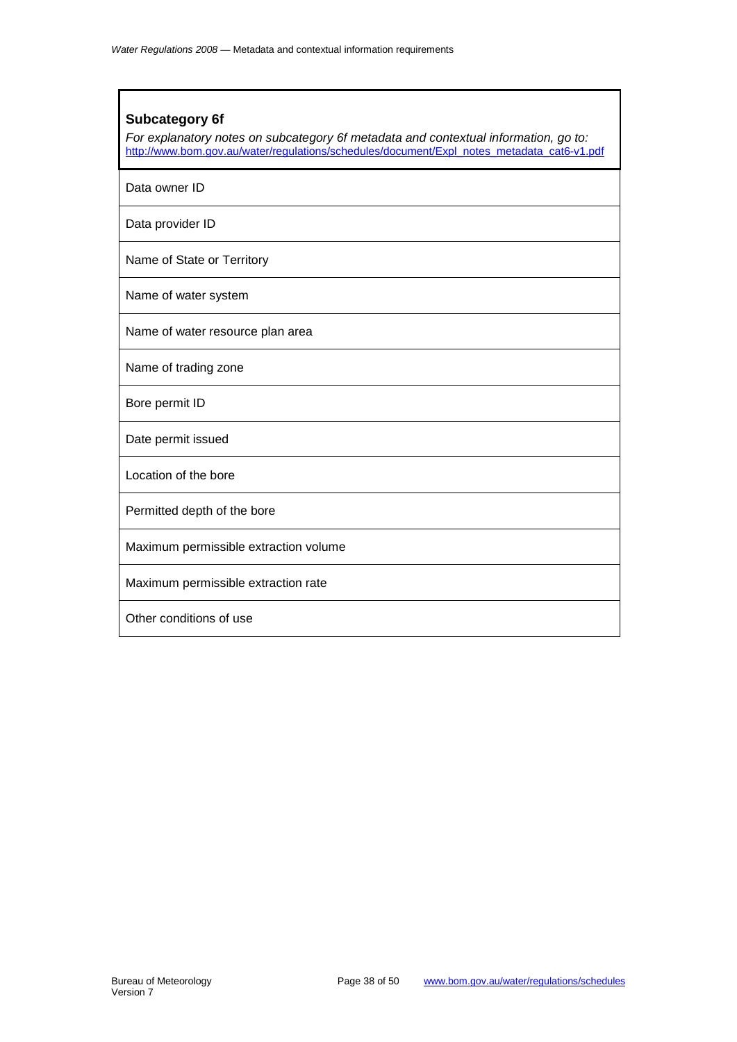### Subcategory 6f

*For explanatory notes on subcategory 6f metadata and contextual information, go to:*
http://www.bom.gov.au/water/regulations/schedules/document/Expl_notes_metadata_cat6-v1.pdf

| |
|---|
| Data owner ID |
| Data provider ID |
| Name of State or Territory |
| Name of water system |
| Name of water resource plan area |
| Name of trading zone |
| Bore permit ID |
| Date permit issued |
| Location of the bore |
| Permitted depth of the bore |
| Maximum permissible extraction volume |
| Maximum permissible extraction rate |
| Other conditions of use |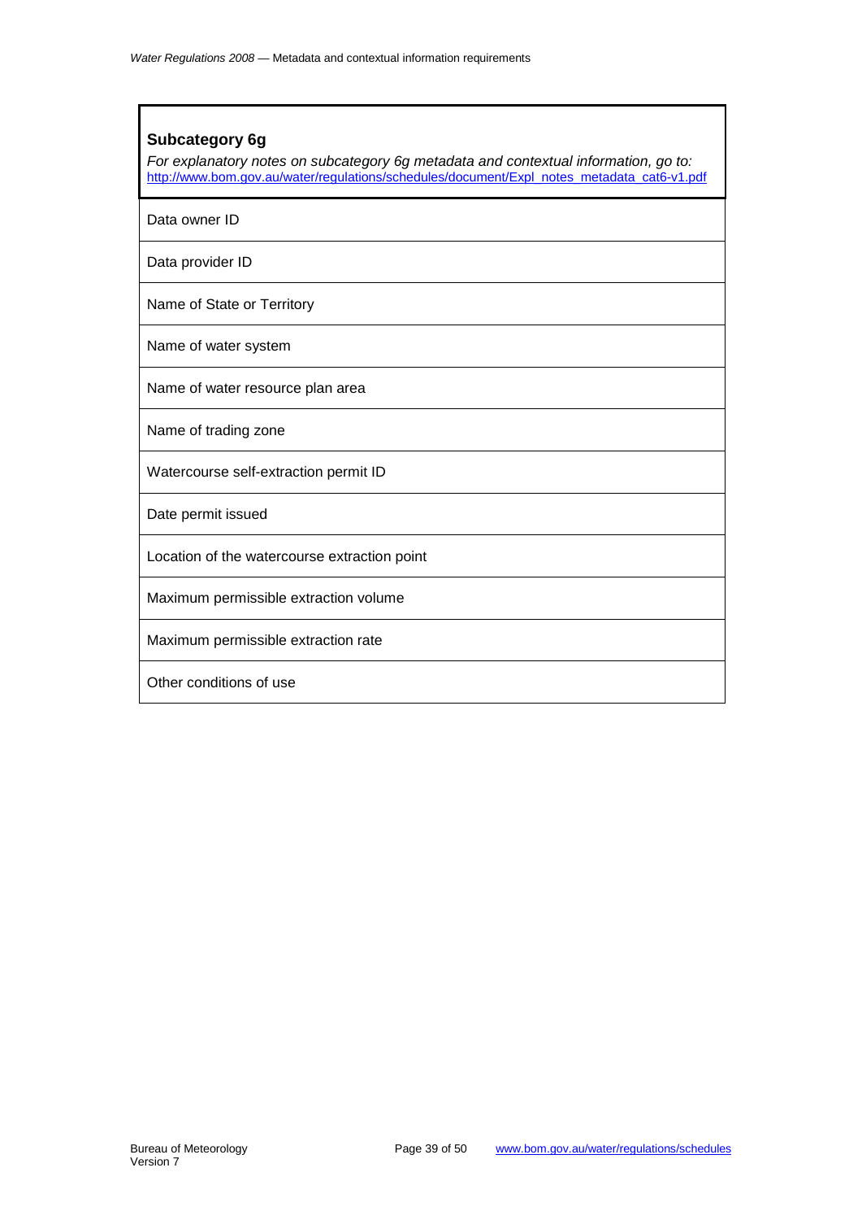### Subcategory 6g

*For explanatory notes on subcategory 6g metadata and contextual information, go to:* [http://www.bom.gov.au/water/regulations/schedules/document/Expl_notes_metadata_cat6-v1.pdf](http://www.bom.gov.au/water/regulations/schedules/document/Expl_notes_metadata_cat6-v1.pdf)

| |
|---|
| Data owner ID |
| Data provider ID |
| Name of State or Territory |
| Name of water system |
| Name of water resource plan area |
| Name of trading zone |
| Watercourse self-extraction permit ID |
| Date permit issued |
| Location of the watercourse extraction point |
| Maximum permissible extraction volume |
| Maximum permissible extraction rate |
| Other conditions of use |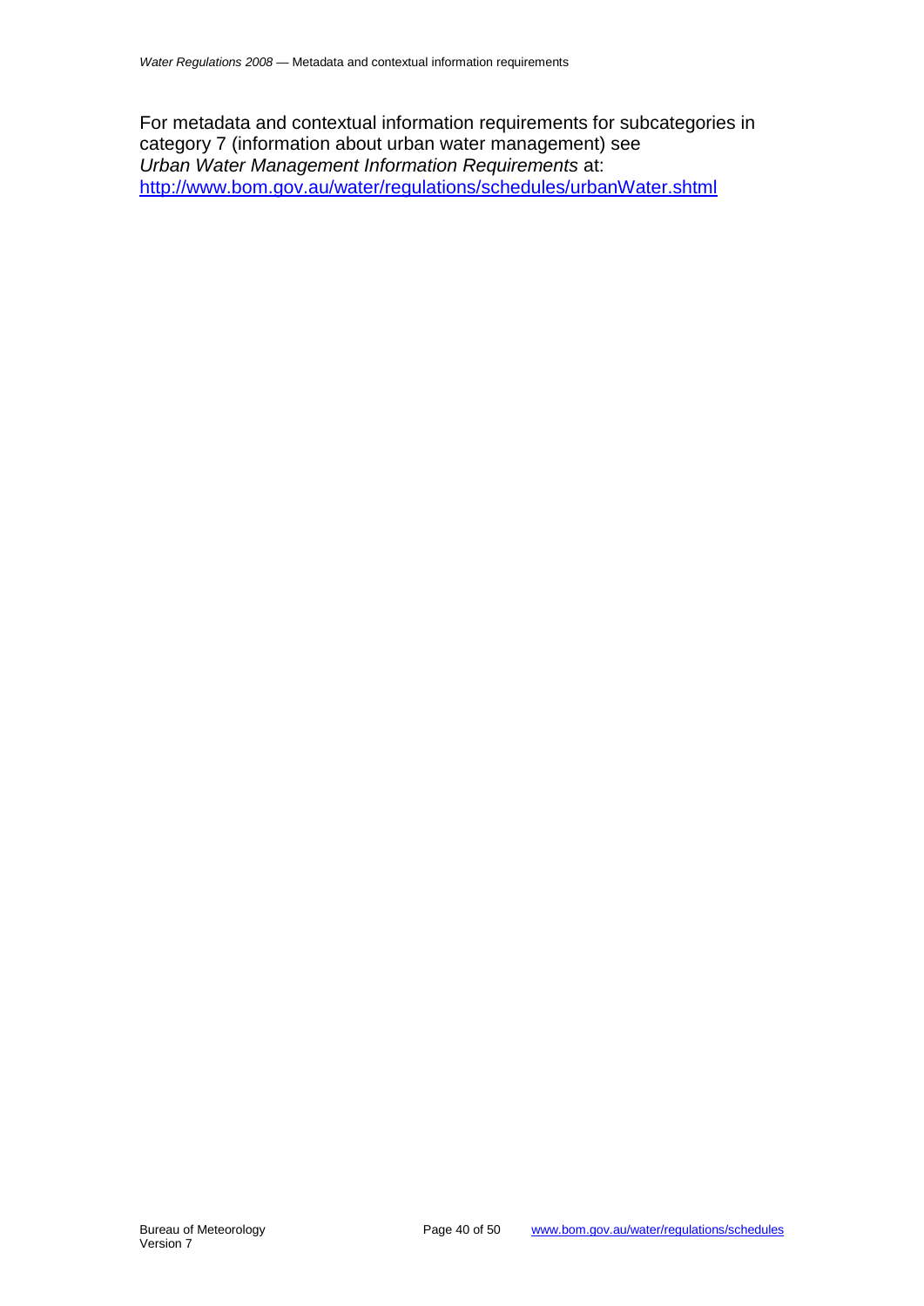For metadata and contextual information requirements for subcategories in category 7 (information about urban water management) see *Urban Water Management Information Requirements* at: [http://www.bom.gov.au/water/regulations/schedules/urbanWater.shtml](http://www.bom.gov.au/water/regulations/schedules/urbanWater.shtml)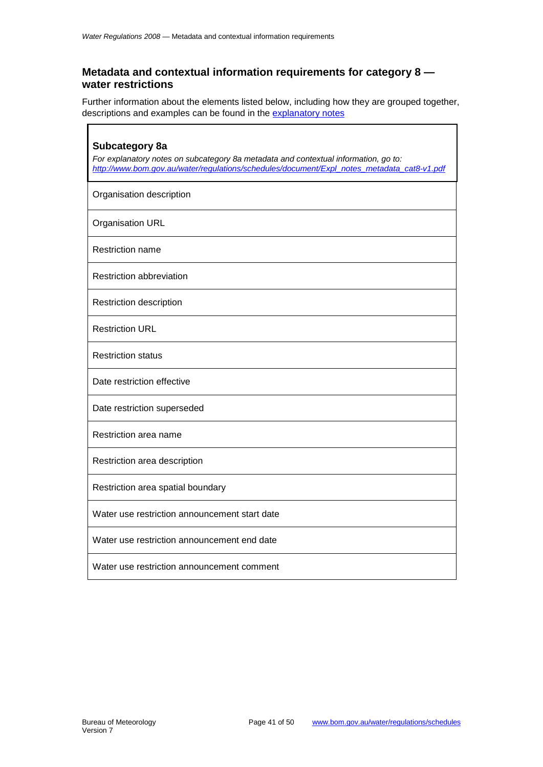## Metadata and contextual information requirements for category 8 — water restrictions

Further information about the elements listed below, including how they are grouped together, descriptions and examples can be found in the explanatory notes

| **Subcategory 8a**<br>*For explanatory notes on subcategory 8a metadata and contextual information, go to: http://www.bom.gov.au/water/regulations/schedules/document/Expl_notes_metadata_cat8-v1.pdf* |
|---|
| Organisation description |
| Organisation URL |
| Restriction name |
| Restriction abbreviation |
| Restriction description |
| Restriction URL |
| Restriction status |
| Date restriction effective |
| Date restriction superseded |
| Restriction area name |
| Restriction area description |
| Restriction area spatial boundary |
| Water use restriction announcement start date |
| Water use restriction announcement end date |
| Water use restriction announcement comment |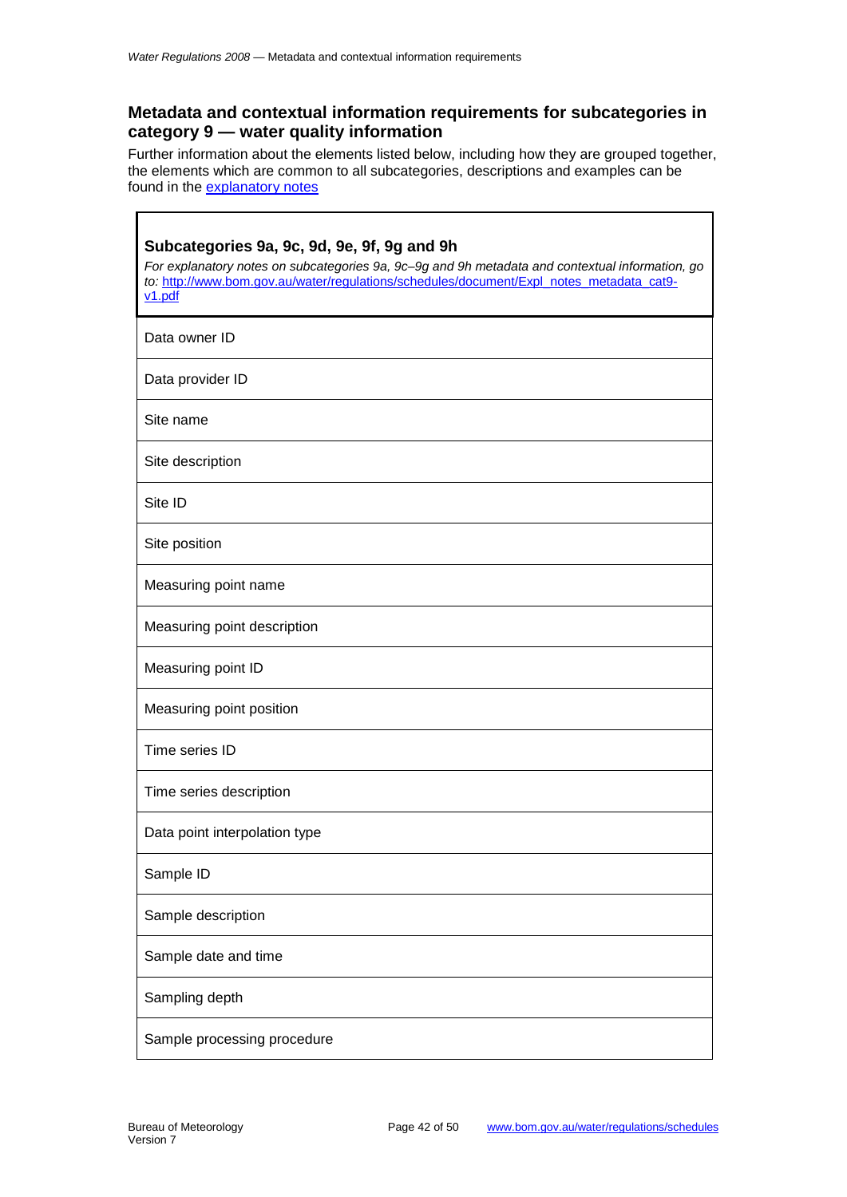## Metadata and contextual information requirements for subcategories in category 9 — water quality information

Further information about the elements listed below, including how they are grouped together, the elements which are common to all subcategories, descriptions and examples can be found in the [explanatory notes](explanatory notes)

| **Subcategories 9a, 9c, 9d, 9e, 9f, 9g and 9h**<br>*For explanatory notes on subcategories 9a, 9c–9g and 9h metadata and contextual information, go to:* [http://www.bom.gov.au/water/regulations/schedules/document/Expl_notes_metadata_cat9-v1.pdf](http://www.bom.gov.au/water/regulations/schedules/document/Expl_notes_metadata_cat9-v1.pdf) |
|---|
| Data owner ID |
| Data provider ID |
| Site name |
| Site description |
| Site ID |
| Site position |
| Measuring point name |
| Measuring point description |
| Measuring point ID |
| Measuring point position |
| Time series ID |
| Time series description |
| Data point interpolation type |
| Sample ID |
| Sample description |
| Sample date and time |
| Sampling depth |
| Sample processing procedure |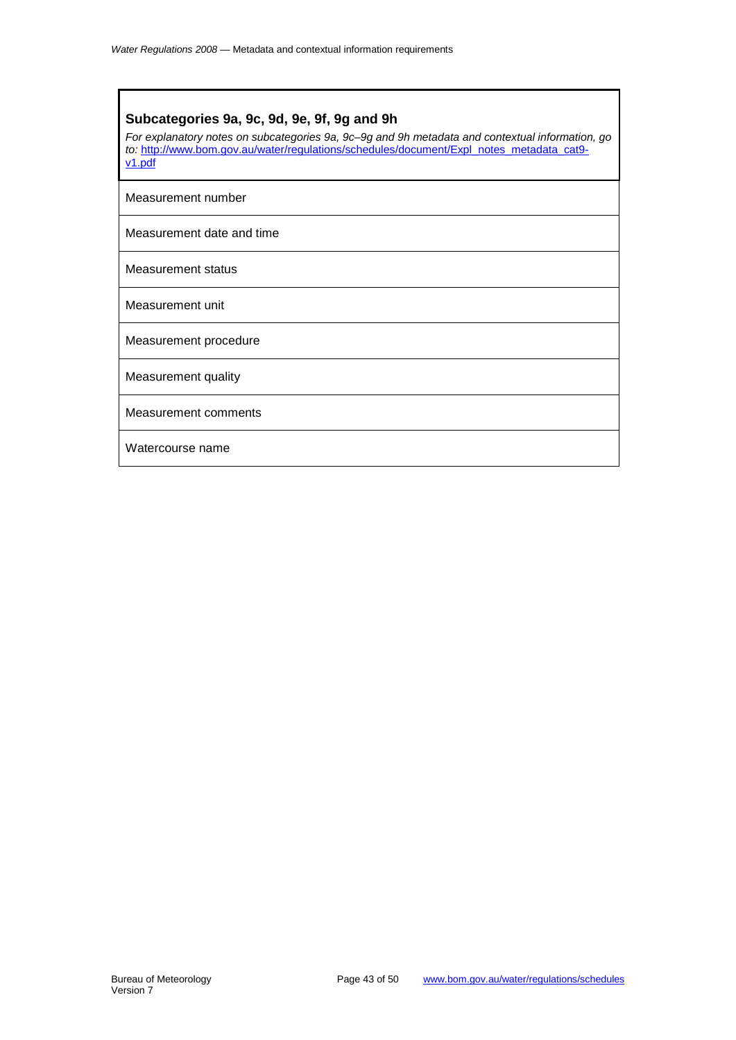### Subcategories 9a, 9c, 9d, 9e, 9f, 9g and 9h

*For explanatory notes on subcategories 9a, 9c–9g and 9h metadata and contextual information, go to:* http://www.bom.gov.au/water/regulations/schedules/document/Expl_notes_metadata_cat9-v1.pdf

| |
|---|
| Measurement number |
| Measurement date and time |
| Measurement status |
| Measurement unit |
| Measurement procedure |
| Measurement quality |
| Measurement comments |
| Watercourse name |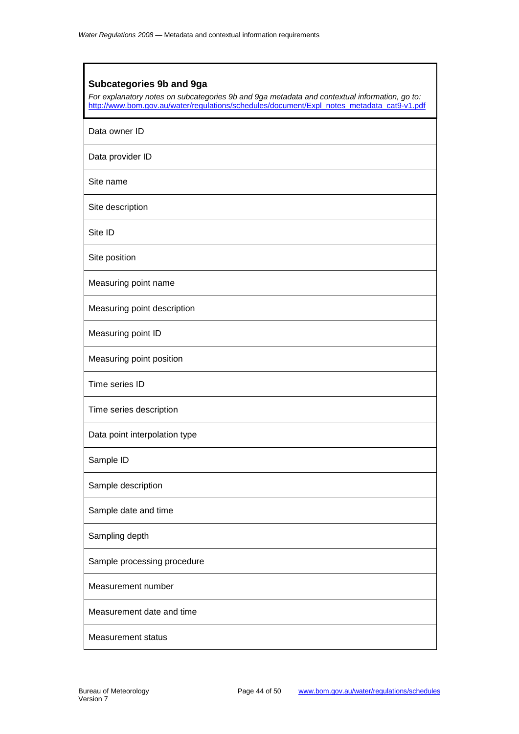| **Subcategories 9b and 9ga**<br>*For explanatory notes on subcategories 9b and 9ga metadata and contextual information, go to:* [http://www.bom.gov.au/water/regulations/schedules/document/Expl_notes_metadata_cat9-v1.pdf](http://www.bom.gov.au/water/regulations/schedules/document/Expl_notes_metadata_cat9-v1.pdf) |
|---|
| Data owner ID |
| Data provider ID |
| Site name |
| Site description |
| Site ID |
| Site position |
| Measuring point name |
| Measuring point description |
| Measuring point ID |
| Measuring point position |
| Time series ID |
| Time series description |
| Data point interpolation type |
| Sample ID |
| Sample description |
| Sample date and time |
| Sampling depth |
| Sample processing procedure |
| Measurement number |
| Measurement date and time |
| Measurement status |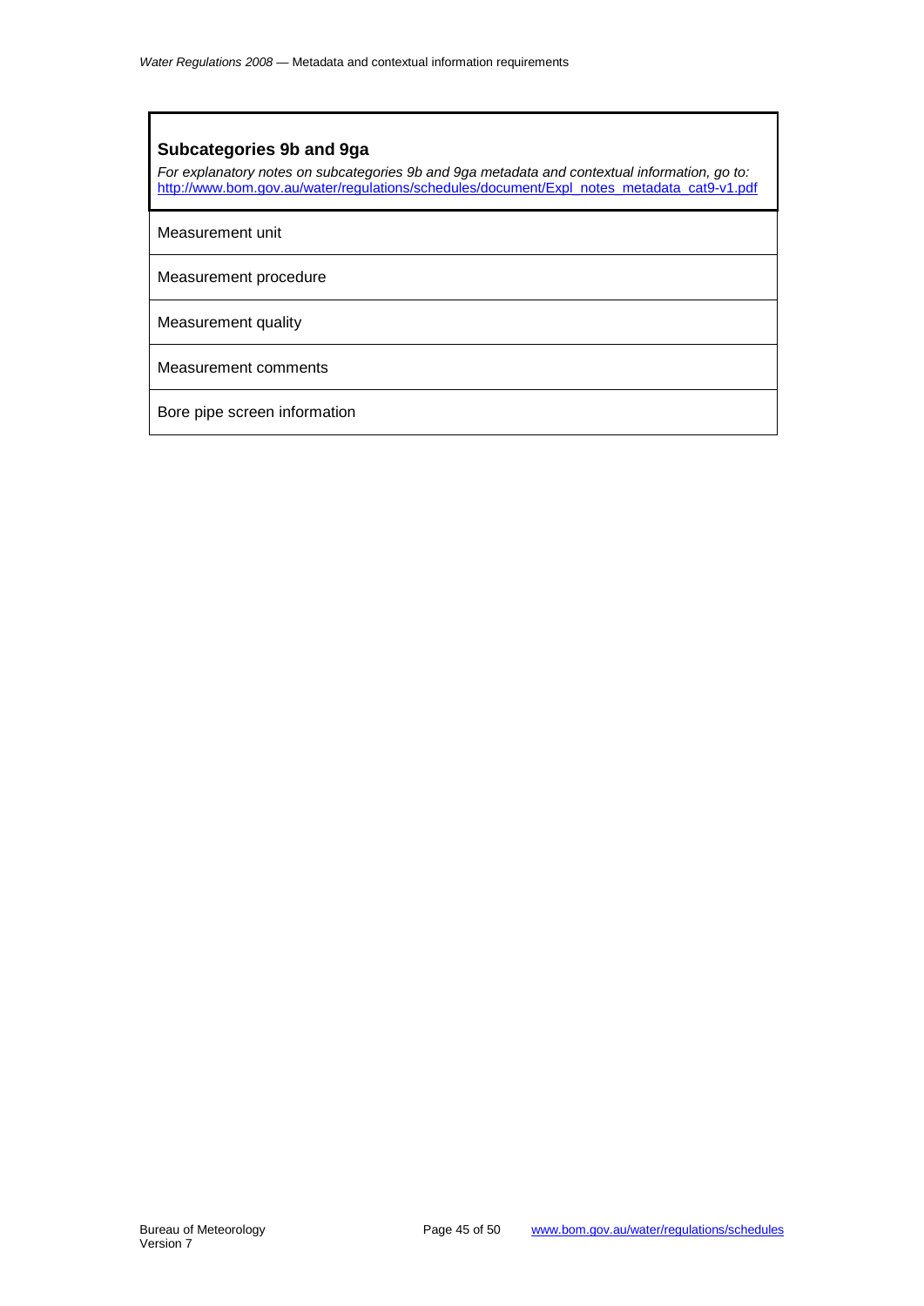## Subcategories 9b and 9ga

*For explanatory notes on subcategories 9b and 9ga metadata and contextual information, go to:* [http://www.bom.gov.au/water/regulations/schedules/document/Expl_notes_metadata_cat9-v1.pdf](http://www.bom.gov.au/water/regulations/schedules/document/Expl_notes_metadata_cat9-v1.pdf)

| |
|---|
| Measurement unit |
| Measurement procedure |
| Measurement quality |
| Measurement comments |
| Bore pipe screen information |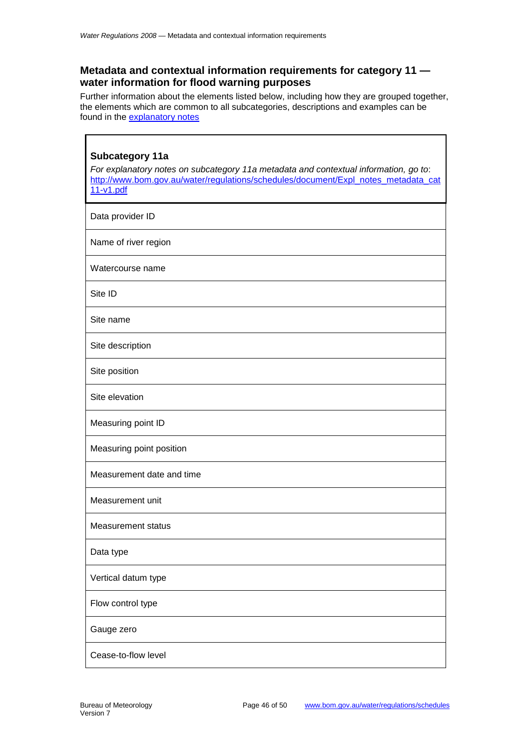## Metadata and contextual information requirements for category 11 — water information for flood warning purposes

Further information about the elements listed below, including how they are grouped together, the elements which are common to all subcategories, descriptions and examples can be found in the explanatory notes

| **Subcategory 11a**<br>*For explanatory notes on subcategory 11a metadata and contextual information, go to*: http://www.bom.gov.au/water/regulations/schedules/document/Expl_notes_metadata_cat11-v1.pdf |
| --- |
| Data provider ID |
| Name of river region |
| Watercourse name |
| Site ID |
| Site name |
| Site description |
| Site position |
| Site elevation |
| Measuring point ID |
| Measuring point position |
| Measurement date and time |
| Measurement unit |
| Measurement status |
| Data type |
| Vertical datum type |
| Flow control type |
| Gauge zero |
| Cease-to-flow level |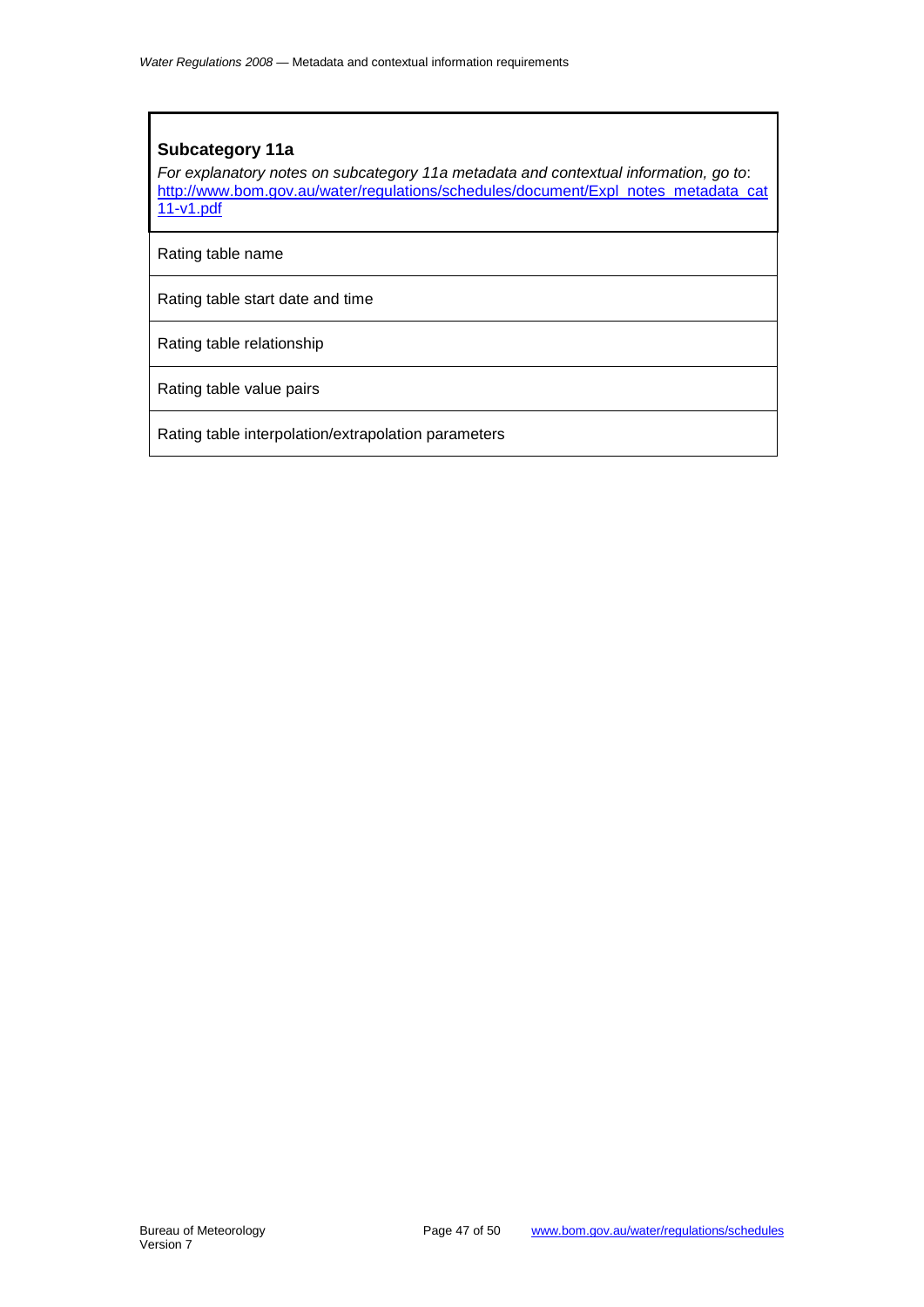| **Subcategory 11a**<br>*For explanatory notes on subcategory 11a metadata and contextual information, go to*: [http://www.bom.gov.au/water/regulations/schedules/document/Expl_notes_metadata_cat11-v1.pdf](http://www.bom.gov.au/water/regulations/schedules/document/Expl_notes_metadata_cat11-v1.pdf) |
|---|
| Rating table name |
| Rating table start date and time |
| Rating table relationship |
| Rating table value pairs |
| Rating table interpolation/extrapolation parameters |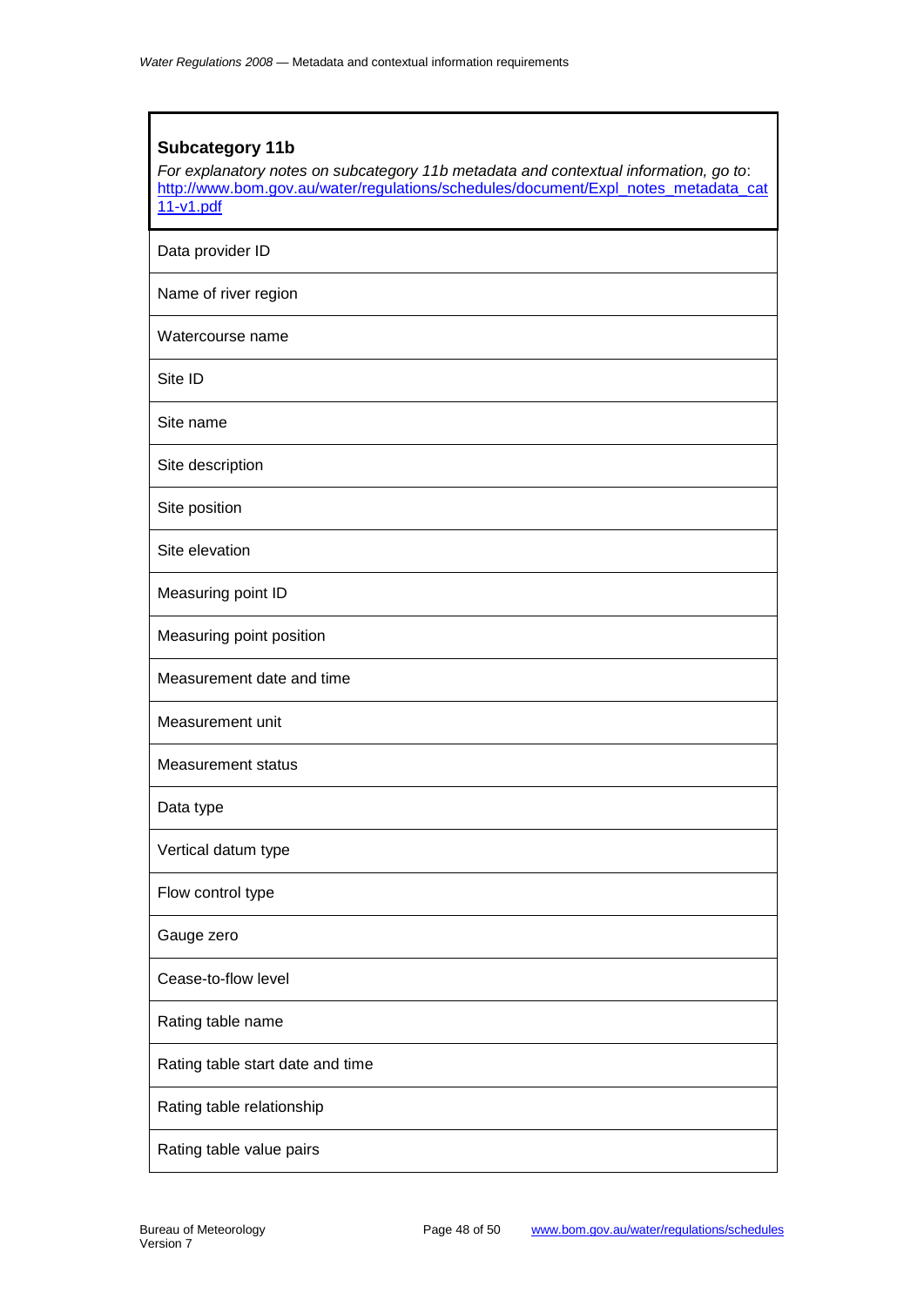| **Subcategory 11b**<br>*For explanatory notes on subcategory 11b metadata and contextual information, go to*: http://www.bom.gov.au/water/regulations/schedules/document/Expl_notes_metadata_cat11-v1.pdf |
|---|
| Data provider ID |
| Name of river region |
| Watercourse name |
| Site ID |
| Site name |
| Site description |
| Site position |
| Site elevation |
| Measuring point ID |
| Measuring point position |
| Measurement date and time |
| Measurement unit |
| Measurement status |
| Data type |
| Vertical datum type |
| Flow control type |
| Gauge zero |
| Cease-to-flow level |
| Rating table name |
| Rating table start date and time |
| Rating table relationship |
| Rating table value pairs |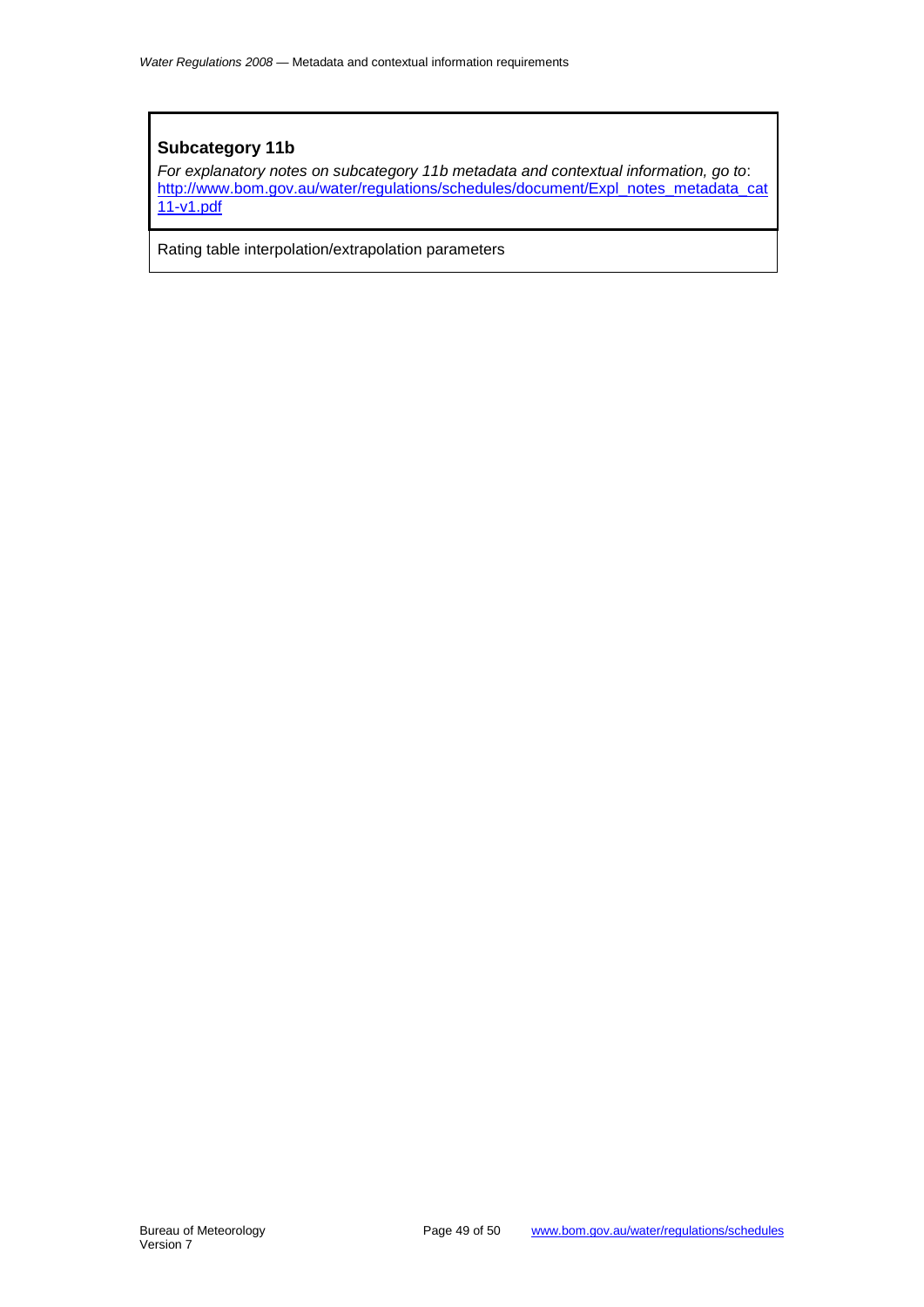### Subcategory 11b

*For explanatory notes on subcategory 11b metadata and contextual information, go to*: [http://www.bom.gov.au/water/regulations/schedules/document/Expl_notes_metadata_cat11-v1.pdf](http://www.bom.gov.au/water/regulations/schedules/document/Expl_notes_metadata_cat11-v1.pdf)

Rating table interpolation/extrapolation parameters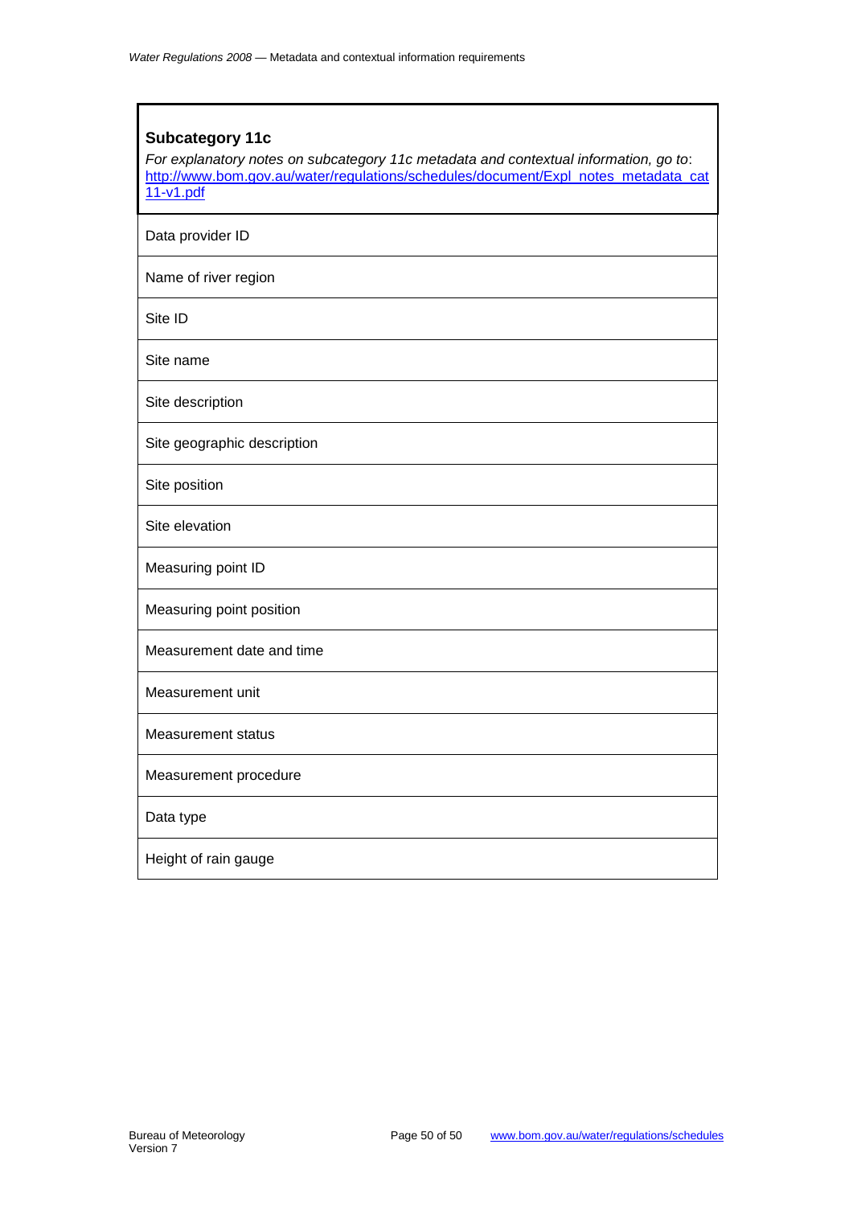| **Subcategory 11c**<br>*For explanatory notes on subcategory 11c metadata and contextual information, go to*: http://www.bom.gov.au/water/regulations/schedules/document/Expl_notes_metadata_cat11-v1.pdf |
| --- |
| Data provider ID |
| Name of river region |
| Site ID |
| Site name |
| Site description |
| Site geographic description |
| Site position |
| Site elevation |
| Measuring point ID |
| Measuring point position |
| Measurement date and time |
| Measurement unit |
| Measurement status |
| Measurement procedure |
| Data type |
| Height of rain gauge |